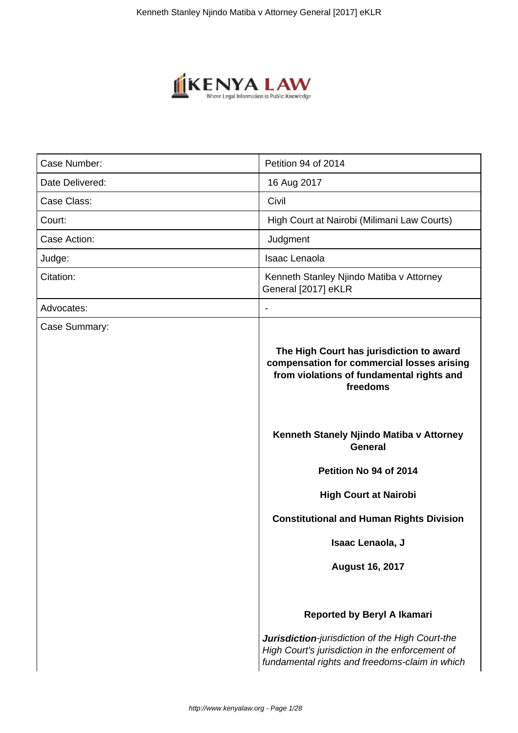| Case Number: | Petition 94 of 2014 |
|---|---|
| Date Delivered: | 16 Aug 2017 |
| Case Class: | Civil |
| Court: | High Court at Nairobi (Milimani Law Courts) |
| Case Action: | Judgment |
| Judge: | Isaac Lenaola |
| Citation: | Kenneth Stanley Njindo Matiba v Attorney General [2017] eKLR |
| Advocates: | - |
| Case Summary: | **The High Court has jurisdiction to award compensation for commercial losses arising from violations of fundamental rights and freedoms**<br><br>**Kenneth Stanely Njindo Matiba v Attorney General**<br><br>**Petition No 94 of 2014**<br><br>**High Court at Nairobi**<br><br>**Constitutional and Human Rights Division**<br><br>**Isaac Lenaola, J**<br><br>**August 16, 2017**<br><br>**Reported by Beryl A Ikamari**<br><br>***Jurisdiction****-jurisdiction of the High Court-the High Court's jurisdiction in the enforcement of fundamental rights and freedoms-claim in which* |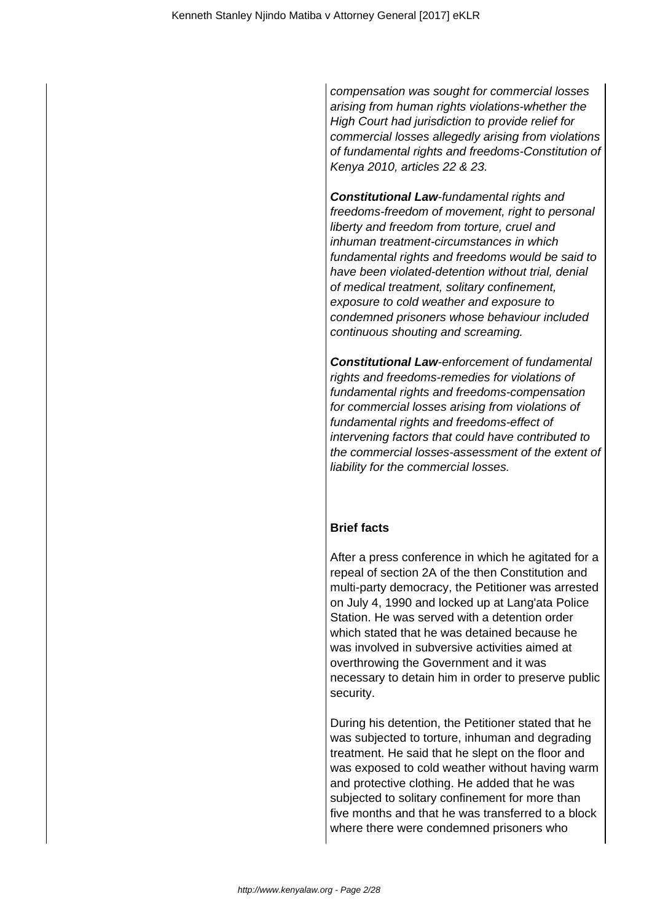*compensation was sought for commercial losses arising from human rights violations-whether the High Court had jurisdiction to provide relief for commercial losses allegedly arising from violations of fundamental rights and freedoms-Constitution of Kenya 2010, articles 22 & 23.*

***Constitutional Law**-fundamental rights and freedoms-freedom of movement, right to personal liberty and freedom from torture, cruel and inhuman treatment-circumstances in which fundamental rights and freedoms would be said to have been violated-detention without trial, denial of medical treatment, solitary confinement, exposure to cold weather and exposure to condemned prisoners whose behaviour included continuous shouting and screaming.*

***Constitutional Law**-enforcement of fundamental rights and freedoms-remedies for violations of fundamental rights and freedoms-compensation for commercial losses arising from violations of fundamental rights and freedoms-effect of intervening factors that could have contributed to the commercial losses-assessment of the extent of liability for the commercial losses.*

**Brief facts**

After a press conference in which he agitated for a repeal of section 2A of the then Constitution and multi-party democracy, the Petitioner was arrested on July 4, 1990 and locked up at Lang'ata Police Station. He was served with a detention order which stated that he was detained because he was involved in subversive activities aimed at overthrowing the Government and it was necessary to detain him in order to preserve public security.

During his detention, the Petitioner stated that he was subjected to torture, inhuman and degrading treatment. He said that he slept on the floor and was exposed to cold weather without having warm and protective clothing. He added that he was subjected to solitary confinement for more than five months and that he was transferred to a block where there were condemned prisoners who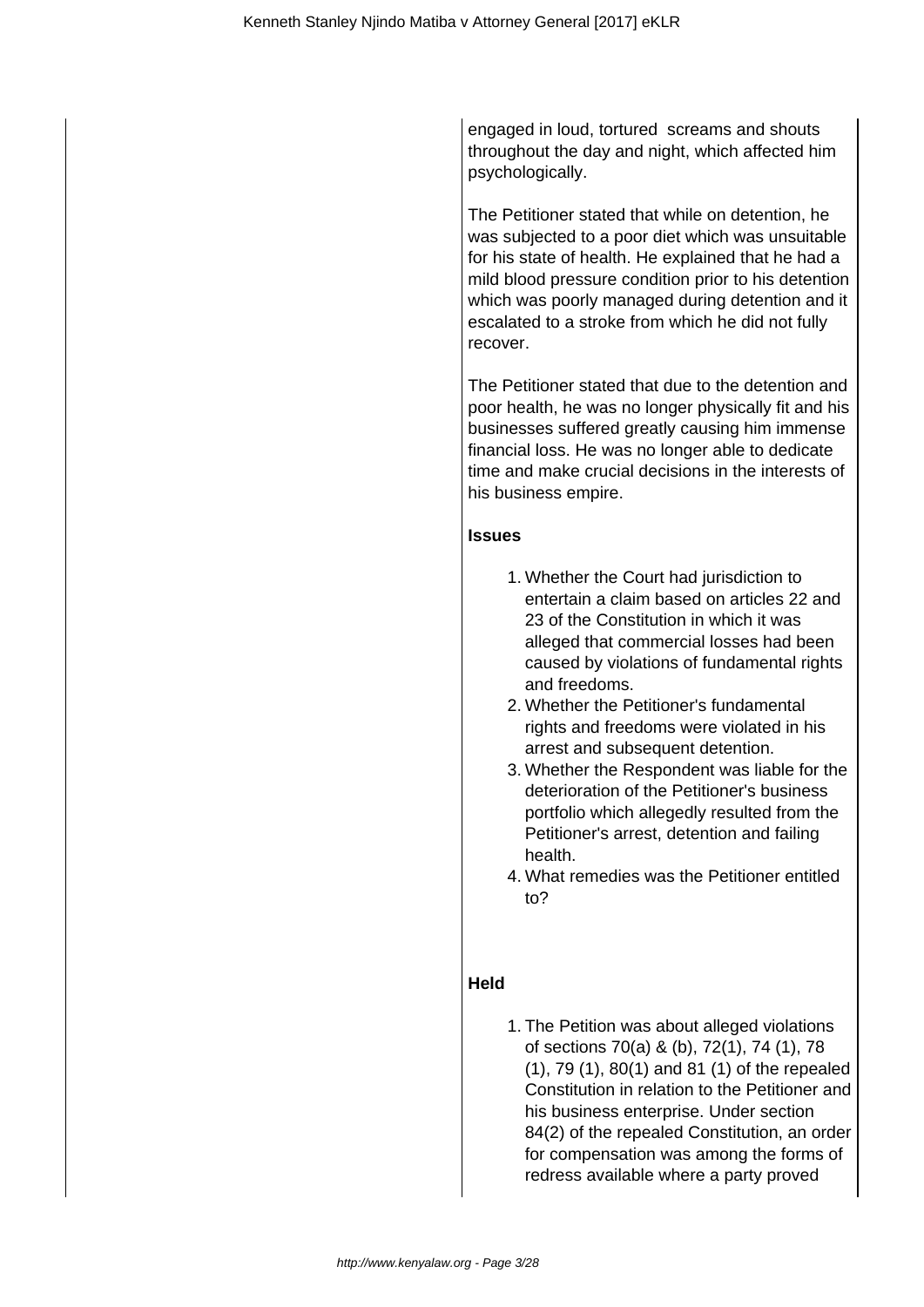engaged in loud, tortured screams and shouts throughout the day and night, which affected him psychologically.

The Petitioner stated that while on detention, he was subjected to a poor diet which was unsuitable for his state of health. He explained that he had a mild blood pressure condition prior to his detention which was poorly managed during detention and it escalated to a stroke from which he did not fully recover.

The Petitioner stated that due to the detention and poor health, he was no longer physically fit and his businesses suffered greatly causing him immense financial loss. He was no longer able to dedicate time and make crucial decisions in the interests of his business empire.

**Issues**

1. Whether the Court had jurisdiction to entertain a claim based on articles 22 and 23 of the Constitution in which it was alleged that commercial losses had been caused by violations of fundamental rights and freedoms.
2. Whether the Petitioner's fundamental rights and freedoms were violated in his arrest and subsequent detention.
3. Whether the Respondent was liable for the deterioration of the Petitioner's business portfolio which allegedly resulted from the Petitioner's arrest, detention and failing health.
4. What remedies was the Petitioner entitled to?

**Held**

1. The Petition was about alleged violations of sections 70(a) & (b), 72(1), 74 (1), 78 (1), 79 (1), 80(1) and 81 (1) of the repealed Constitution in relation to the Petitioner and his business enterprise. Under section 84(2) of the repealed Constitution, an order for compensation was among the forms of redress available where a party proved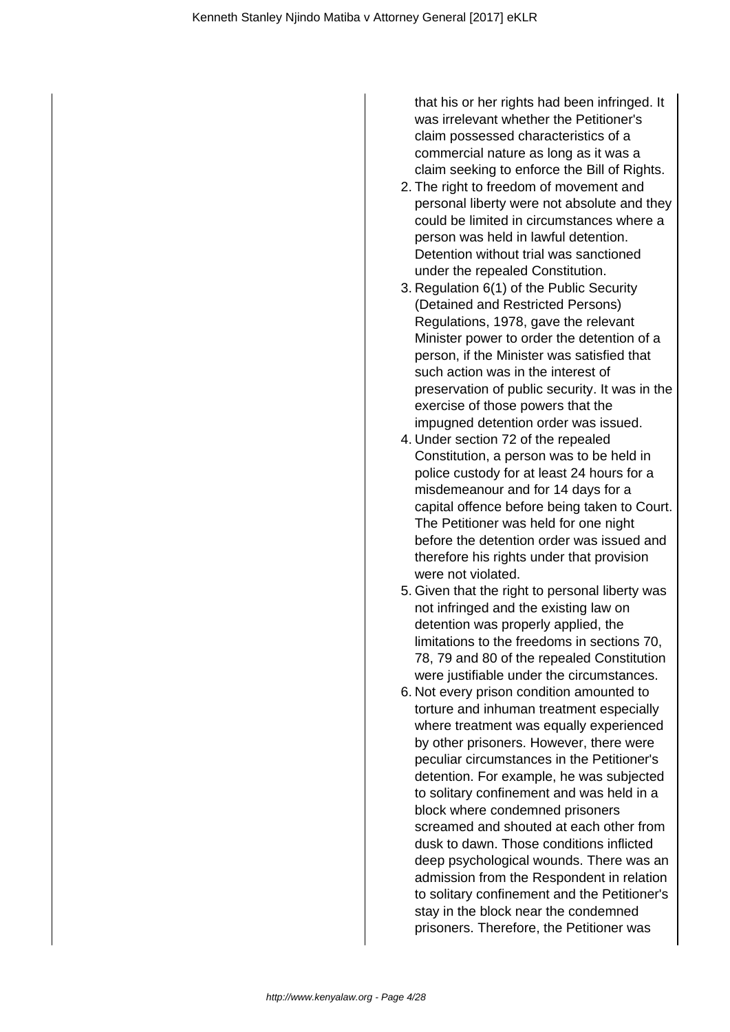that his or her rights had been infringed. It was irrelevant whether the Petitioner's claim possessed characteristics of a commercial nature as long as it was a claim seeking to enforce the Bill of Rights.

2. The right to freedom of movement and personal liberty were not absolute and they could be limited in circumstances where a person was held in lawful detention. Detention without trial was sanctioned under the repealed Constitution.
3. Regulation 6(1) of the Public Security (Detained and Restricted Persons) Regulations, 1978, gave the relevant Minister power to order the detention of a person, if the Minister was satisfied that such action was in the interest of preservation of public security. It was in the exercise of those powers that the impugned detention order was issued.
4. Under section 72 of the repealed Constitution, a person was to be held in police custody for at least 24 hours for a misdemeanour and for 14 days for a capital offence before being taken to Court. The Petitioner was held for one night before the detention order was issued and therefore his rights under that provision were not violated.
5. Given that the right to personal liberty was not infringed and the existing law on detention was properly applied, the limitations to the freedoms in sections 70, 78, 79 and 80 of the repealed Constitution were justifiable under the circumstances.
6. Not every prison condition amounted to torture and inhuman treatment especially where treatment was equally experienced by other prisoners. However, there were peculiar circumstances in the Petitioner's detention. For example, he was subjected to solitary confinement and was held in a block where condemned prisoners screamed and shouted at each other from dusk to dawn. Those conditions inflicted deep psychological wounds. There was an admission from the Respondent in relation to solitary confinement and the Petitioner's stay in the block near the condemned prisoners. Therefore, the Petitioner was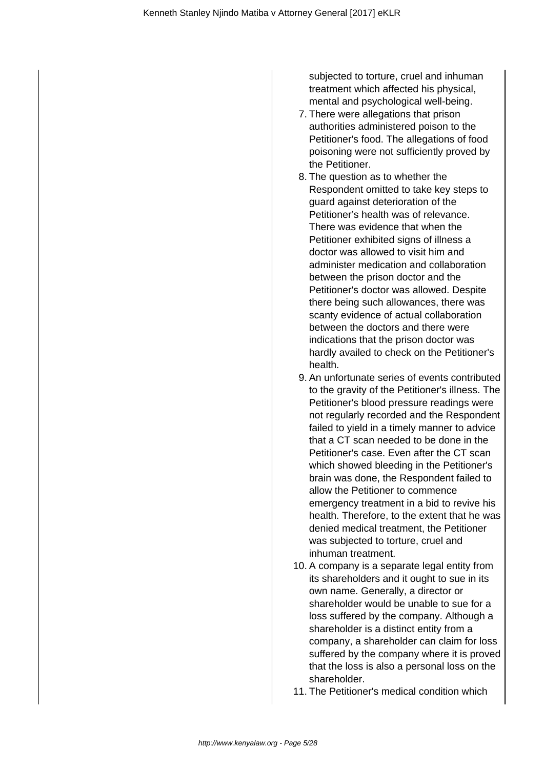subjected to torture, cruel and inhuman treatment which affected his physical, mental and psychological well-being.

7. There were allegations that prison authorities administered poison to the Petitioner's food. The allegations of food poisoning were not sufficiently proved by the Petitioner.
8. The question as to whether the Respondent omitted to take key steps to guard against deterioration of the Petitioner's health was of relevance. There was evidence that when the Petitioner exhibited signs of illness a doctor was allowed to visit him and administer medication and collaboration between the prison doctor and the Petitioner's doctor was allowed. Despite there being such allowances, there was scanty evidence of actual collaboration between the doctors and there were indications that the prison doctor was hardly availed to check on the Petitioner's health.
9. An unfortunate series of events contributed to the gravity of the Petitioner's illness. The Petitioner's blood pressure readings were not regularly recorded and the Respondent failed to yield in a timely manner to advice that a CT scan needed to be done in the Petitioner's case. Even after the CT scan which showed bleeding in the Petitioner's brain was done, the Respondent failed to allow the Petitioner to commence emergency treatment in a bid to revive his health. Therefore, to the extent that he was denied medical treatment, the Petitioner was subjected to torture, cruel and inhuman treatment.
10. A company is a separate legal entity from its shareholders and it ought to sue in its own name. Generally, a director or shareholder would be unable to sue for a loss suffered by the company. Although a shareholder is a distinct entity from a company, a shareholder can claim for loss suffered by the company where it is proved that the loss is also a personal loss on the shareholder.
11. The Petitioner's medical condition which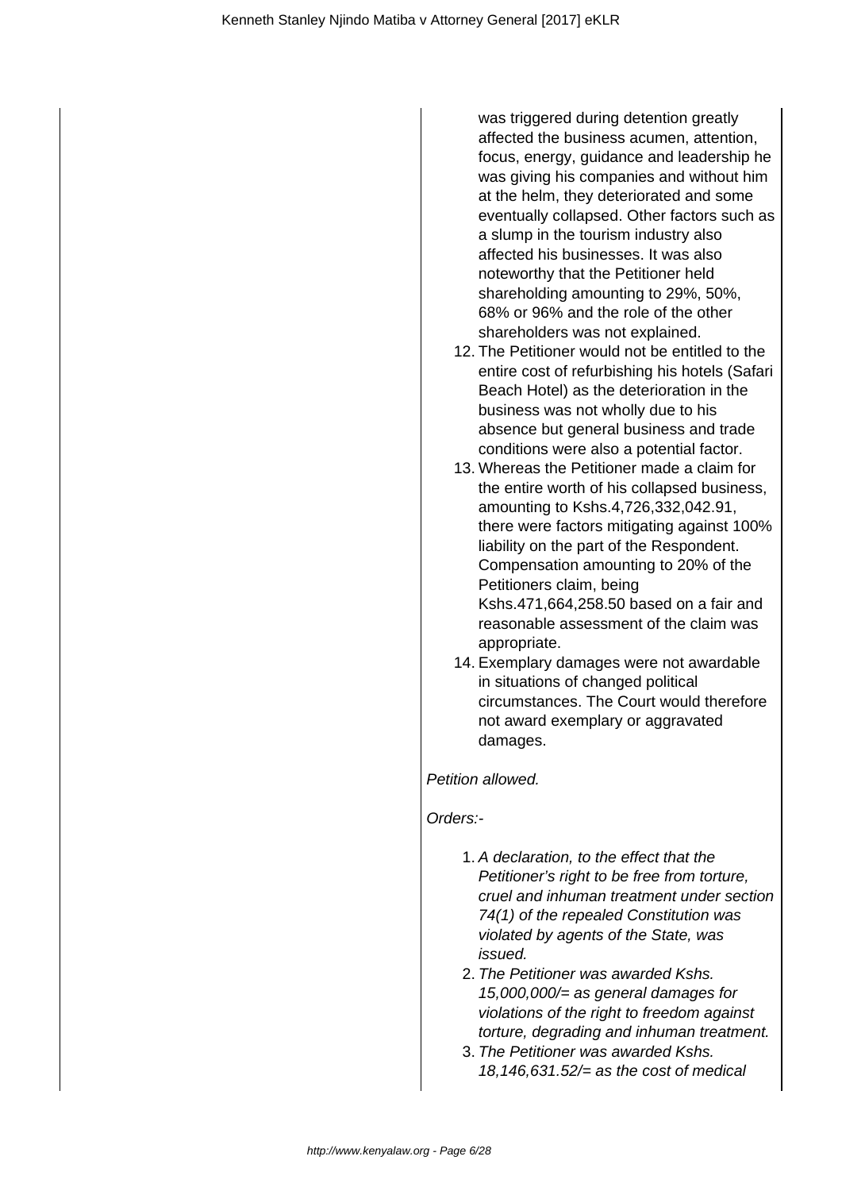was triggered during detention greatly affected the business acumen, attention, focus, energy, guidance and leadership he was giving his companies and without him at the helm, they deteriorated and some eventually collapsed. Other factors such as a slump in the tourism industry also affected his businesses. It was also noteworthy that the Petitioner held shareholding amounting to 29%, 50%, 68% or 96% and the role of the other shareholders was not explained.

12. The Petitioner would not be entitled to the entire cost of refurbishing his hotels (Safari Beach Hotel) as the deterioration in the business was not wholly due to his absence but general business and trade conditions were also a potential factor.
13. Whereas the Petitioner made a claim for the entire worth of his collapsed business, amounting to Kshs.4,726,332,042.91, there were factors mitigating against 100% liability on the part of the Respondent. Compensation amounting to 20% of the Petitioners claim, being Kshs.471,664,258.50 based on a fair and reasonable assessment of the claim was appropriate.
14. Exemplary damages were not awardable in situations of changed political circumstances. The Court would therefore not award exemplary or aggravated damages.

*Petition allowed.*

*Orders:-*

1. *A declaration, to the effect that the Petitioner's right to be free from torture, cruel and inhuman treatment under section 74(1) of the repealed Constitution was violated by agents of the State, was issued.*
2. *The Petitioner was awarded Kshs. 15,000,000/= as general damages for violations of the right to freedom against torture, degrading and inhuman treatment.*
3. *The Petitioner was awarded Kshs. 18,146,631.52/= as the cost of medical*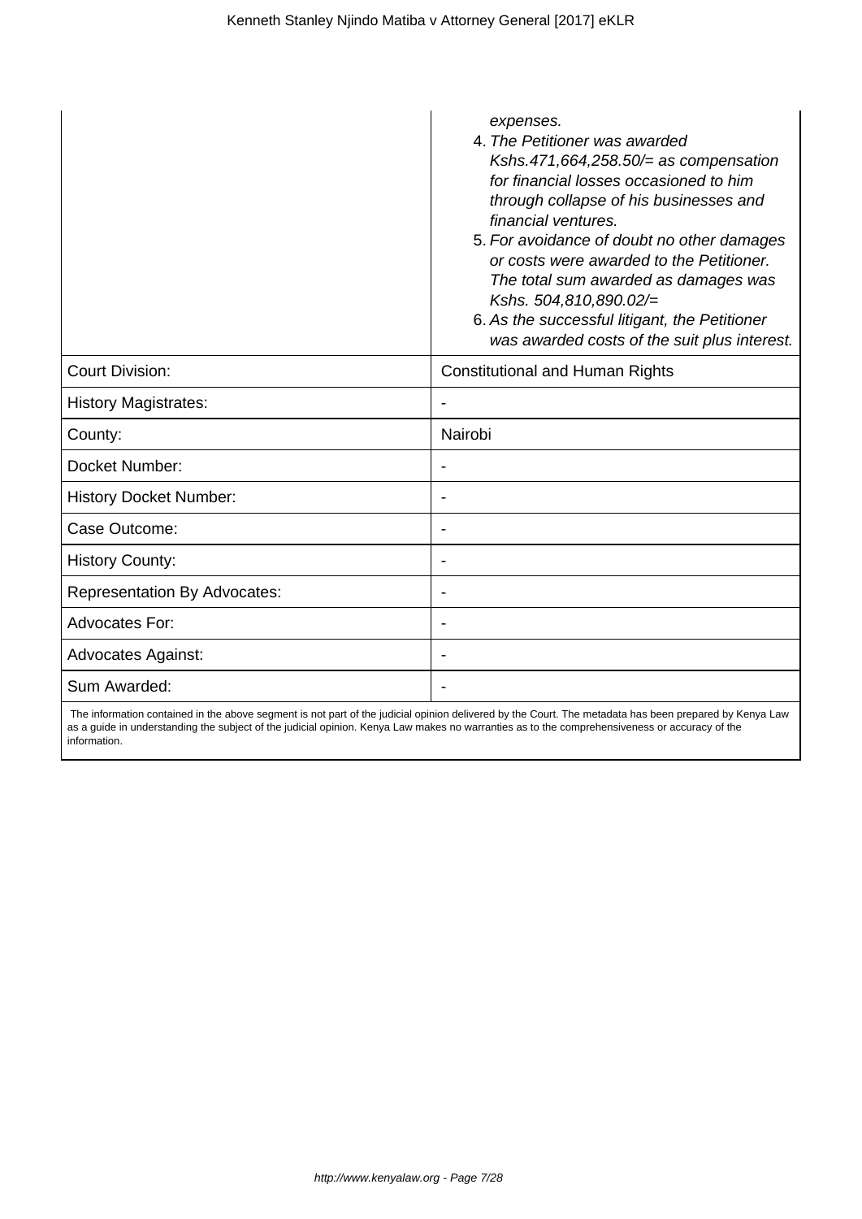| | |
|---|---|
| | *expenses.*<br>4. *The Petitioner was awarded Kshs.471,664,258.50/= as compensation for financial losses occasioned to him through collapse of his businesses and financial ventures.*<br>5. *For avoidance of doubt no other damages or costs were awarded to the Petitioner. The total sum awarded as damages was Kshs. 504,810,890.02/=*<br>6. *As the successful litigant, the Petitioner was awarded costs of the suit plus interest.* |
| Court Division: | Constitutional and Human Rights |
| History Magistrates: | - |
| County: | Nairobi |
| Docket Number: | - |
| History Docket Number: | - |
| Case Outcome: | - |
| History County: | - |
| Representation By Advocates: | - |
| Advocates For: | - |
| Advocates Against: | - |
| Sum Awarded: | - |

The information contained in the above segment is not part of the judicial opinion delivered by the Court. The metadata has been prepared by Kenya Law as a guide in understanding the subject of the judicial opinion. Kenya Law makes no warranties as to the comprehensiveness or accuracy of the information.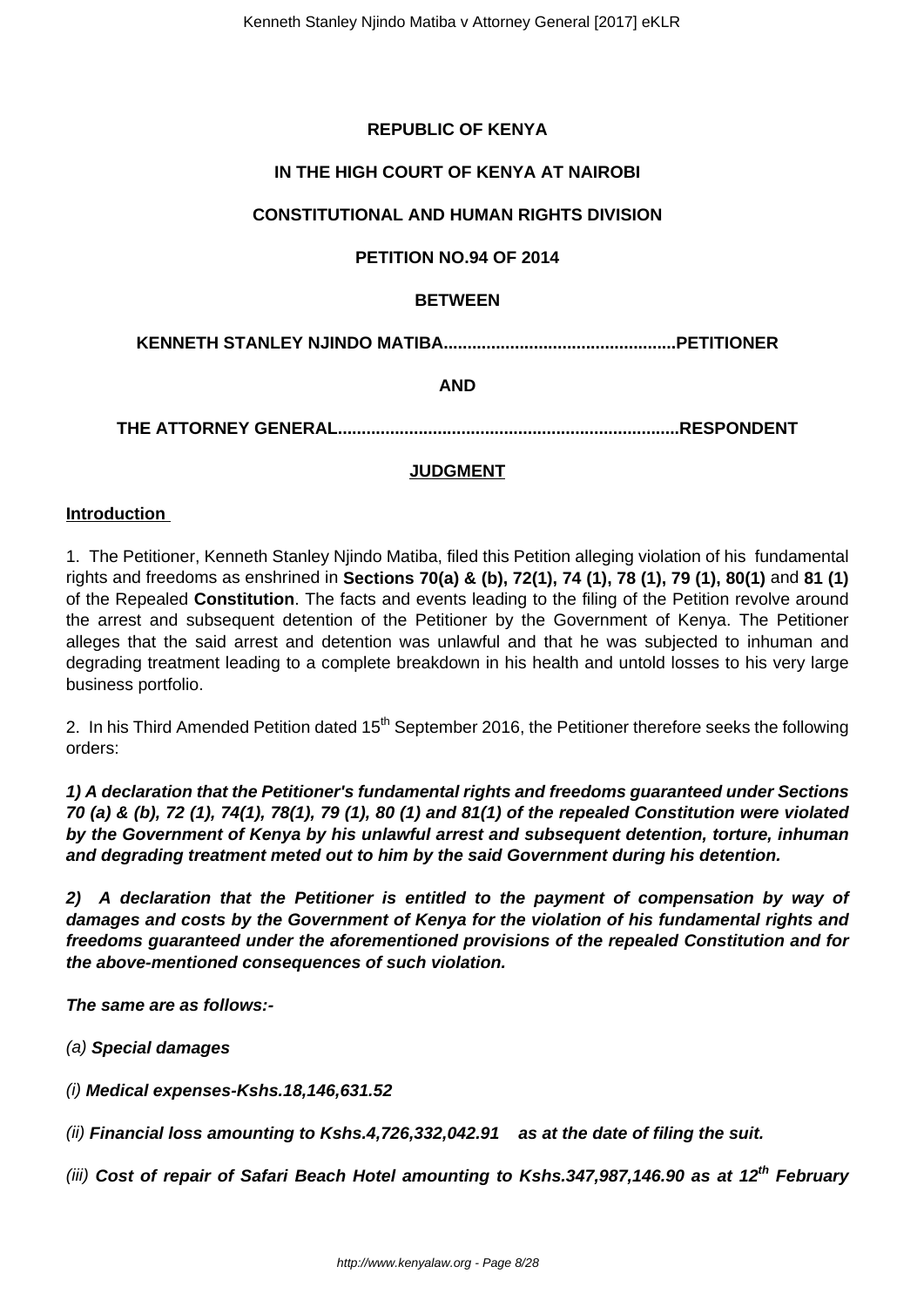**REPUBLIC OF KENYA**

**IN THE HIGH COURT OF KENYA AT NAIROBI**

**CONSTITUTIONAL AND HUMAN RIGHTS DIVISION**

**PETITION NO.94 OF 2014**

**BETWEEN**

**KENNETH STANLEY NJINDO MATIBA................................................PETITIONER**

**AND**

**THE ATTORNEY GENERAL.......................................................................RESPONDENT**

**JUDGMENT**

**Introduction**

1. The Petitioner, Kenneth Stanley Njindo Matiba, filed this Petition alleging violation of his fundamental rights and freedoms as enshrined in **Sections 70(a) & (b), 72(1), 74 (1), 78 (1), 79 (1), 80(1)** and **81 (1)** of the Repealed **Constitution**. The facts and events leading to the filing of the Petition revolve around the arrest and subsequent detention of the Petitioner by the Government of Kenya. The Petitioner alleges that the said arrest and detention was unlawful and that he was subjected to inhuman and degrading treatment leading to a complete breakdown in his health and untold losses to his very large business portfolio.

2. In his Third Amended Petition dated 15th September 2016, the Petitioner therefore seeks the following orders:

***1) A declaration that the Petitioner's fundamental rights and freedoms guaranteed under Sections 70 (a) & (b), 72 (1), 74(1), 78(1), 79 (1), 80 (1) and 81(1) of the repealed Constitution were violated by the Government of Kenya by his unlawful arrest and subsequent detention, torture, inhuman and degrading treatment meted out to him by the said Government during his detention.***

***2) A declaration that the Petitioner is entitled to the payment of compensation by way of damages and costs by the Government of Kenya for the violation of his fundamental rights and freedoms guaranteed under the aforementioned provisions of the repealed Constitution and for the above-mentioned consequences of such violation.***

***The same are as follows:-***

*(a)* ***Special damages***

*(i)* ***Medical expenses-Kshs.18,146,631.52***

*(ii)* ***Financial loss amounting to Kshs.4,726,332,042.91 as at the date of filing the suit.***

*(iii)* ***Cost of repair of Safari Beach Hotel amounting to Kshs.347,987,146.90 as at 12th February***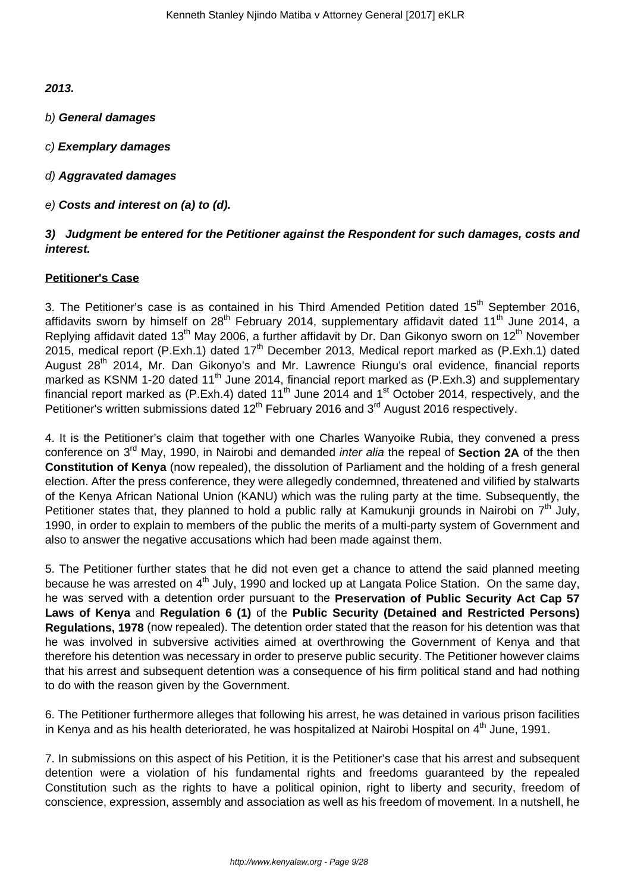**2013.**

b) **General damages**

c) **Exemplary damages**

d) **Aggravated damages**

e) **Costs and interest on (a) to (d).**

***3) Judgment be entered for the Petitioner against the Respondent for such damages, costs and interest.***

**Petitioner's Case**

3. The Petitioner's case is as contained in his Third Amended Petition dated 15th September 2016, affidavits sworn by himself on 28th February 2014, supplementary affidavit dated 11th June 2014, a Replying affidavit dated 13th May 2006, a further affidavit by Dr. Dan Gikonyo sworn on 12th November 2015, medical report (P.Exh.1) dated 17th December 2013, Medical report marked as (P.Exh.1) dated August 28th 2014, Mr. Dan Gikonyo's and Mr. Lawrence Riungu's oral evidence, financial reports marked as KSNM 1-20 dated 11th June 2014, financial report marked as (P.Exh.3) and supplementary financial report marked as (P.Exh.4) dated 11th June 2014 and 1st October 2014, respectively, and the Petitioner's written submissions dated 12th February 2016 and 3rd August 2016 respectively.

4. It is the Petitioner's claim that together with one Charles Wanyoike Rubia, they convened a press conference on 3rd May, 1990, in Nairobi and demanded *inter alia* the repeal of **Section 2A** of the then **Constitution of Kenya** (now repealed), the dissolution of Parliament and the holding of a fresh general election. After the press conference, they were allegedly condemned, threatened and vilified by stalwarts of the Kenya African National Union (KANU) which was the ruling party at the time. Subsequently, the Petitioner states that, they planned to hold a public rally at Kamukunji grounds in Nairobi on 7th July, 1990, in order to explain to members of the public the merits of a multi-party system of Government and also to answer the negative accusations which had been made against them.

5. The Petitioner further states that he did not even get a chance to attend the said planned meeting because he was arrested on 4th July, 1990 and locked up at Langata Police Station. On the same day, he was served with a detention order pursuant to the **Preservation of Public Security Act Cap 57 Laws of Kenya** and **Regulation 6 (1)** of the **Public Security (Detained and Restricted Persons) Regulations, 1978** (now repealed). The detention order stated that the reason for his detention was that he was involved in subversive activities aimed at overthrowing the Government of Kenya and that therefore his detention was necessary in order to preserve public security. The Petitioner however claims that his arrest and subsequent detention was a consequence of his firm political stand and had nothing to do with the reason given by the Government.

6. The Petitioner furthermore alleges that following his arrest, he was detained in various prison facilities in Kenya and as his health deteriorated, he was hospitalized at Nairobi Hospital on 4th June, 1991.

7. In submissions on this aspect of his Petition, it is the Petitioner's case that his arrest and subsequent detention were a violation of his fundamental rights and freedoms guaranteed by the repealed Constitution such as the rights to have a political opinion, right to liberty and security, freedom of conscience, expression, assembly and association as well as his freedom of movement. In a nutshell, he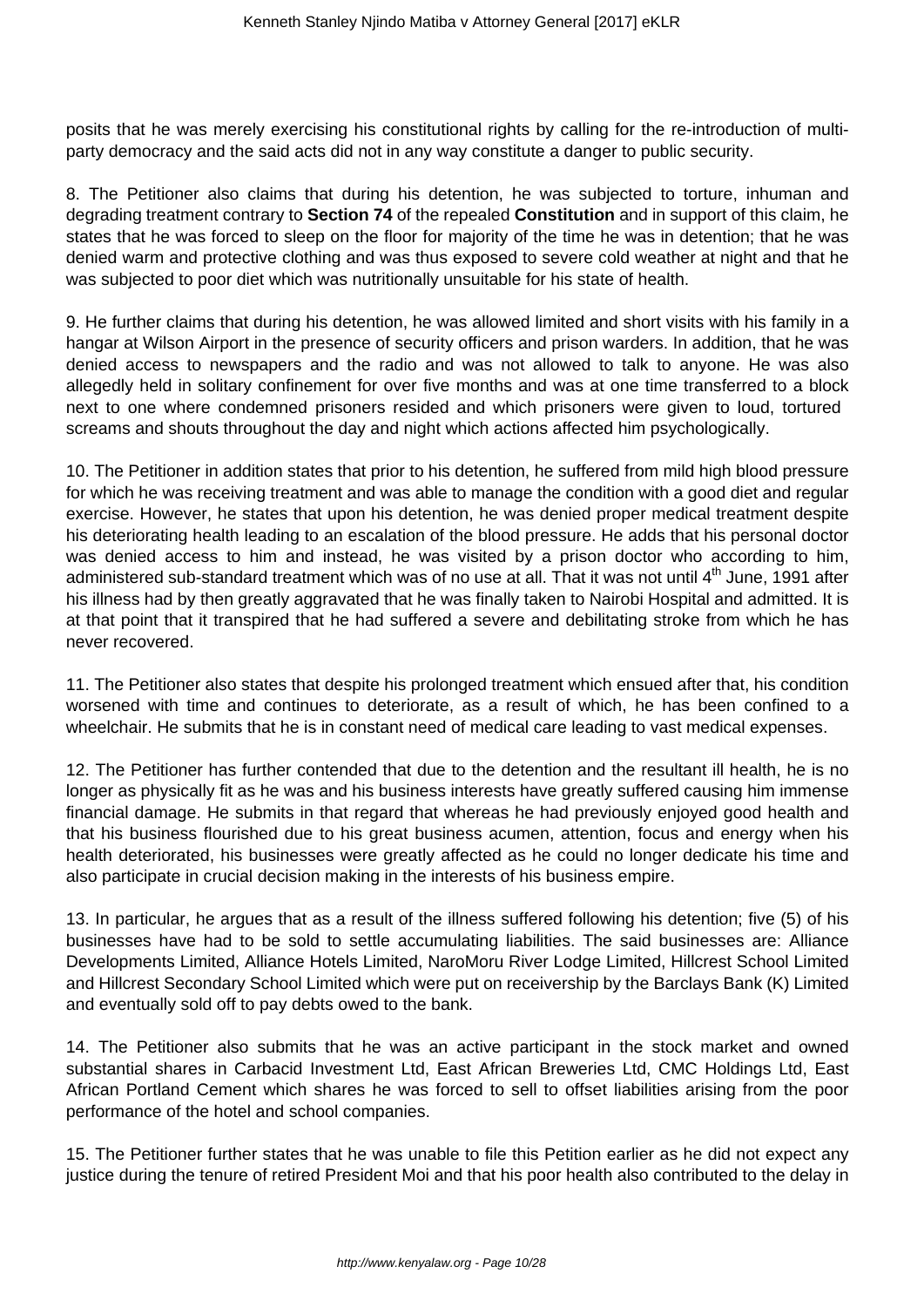posits that he was merely exercising his constitutional rights by calling for the re-introduction of multi-party democracy and the said acts did not in any way constitute a danger to public security.

8. The Petitioner also claims that during his detention, he was subjected to torture, inhuman and degrading treatment contrary to **Section 74** of the repealed **Constitution** and in support of this claim, he states that he was forced to sleep on the floor for majority of the time he was in detention; that he was denied warm and protective clothing and was thus exposed to severe cold weather at night and that he was subjected to poor diet which was nutritionally unsuitable for his state of health.

9. He further claims that during his detention, he was allowed limited and short visits with his family in a hangar at Wilson Airport in the presence of security officers and prison warders. In addition, that he was denied access to newspapers and the radio and was not allowed to talk to anyone. He was also allegedly held in solitary confinement for over five months and was at one time transferred to a block next to one where condemned prisoners resided and which prisoners were given to loud, tortured screams and shouts throughout the day and night which actions affected him psychologically.

10. The Petitioner in addition states that prior to his detention, he suffered from mild high blood pressure for which he was receiving treatment and was able to manage the condition with a good diet and regular exercise. However, he states that upon his detention, he was denied proper medical treatment despite his deteriorating health leading to an escalation of the blood pressure. He adds that his personal doctor was denied access to him and instead, he was visited by a prison doctor who according to him, administered sub-standard treatment which was of no use at all. That it was not until 4th June, 1991 after his illness had by then greatly aggravated that he was finally taken to Nairobi Hospital and admitted. It is at that point that it transpired that he had suffered a severe and debilitating stroke from which he has never recovered.

11. The Petitioner also states that despite his prolonged treatment which ensued after that, his condition worsened with time and continues to deteriorate, as a result of which, he has been confined to a wheelchair. He submits that he is in constant need of medical care leading to vast medical expenses.

12. The Petitioner has further contended that due to the detention and the resultant ill health, he is no longer as physically fit as he was and his business interests have greatly suffered causing him immense financial damage. He submits in that regard that whereas he had previously enjoyed good health and that his business flourished due to his great business acumen, attention, focus and energy when his health deteriorated, his businesses were greatly affected as he could no longer dedicate his time and also participate in crucial decision making in the interests of his business empire.

13. In particular, he argues that as a result of the illness suffered following his detention; five (5) of his businesses have had to be sold to settle accumulating liabilities. The said businesses are: Alliance Developments Limited, Alliance Hotels Limited, NaroMoru River Lodge Limited, Hillcrest School Limited and Hillcrest Secondary School Limited which were put on receivership by the Barclays Bank (K) Limited and eventually sold off to pay debts owed to the bank.

14. The Petitioner also submits that he was an active participant in the stock market and owned substantial shares in Carbacid Investment Ltd, East African Breweries Ltd, CMC Holdings Ltd, East African Portland Cement which shares he was forced to sell to offset liabilities arising from the poor performance of the hotel and school companies.

15. The Petitioner further states that he was unable to file this Petition earlier as he did not expect any justice during the tenure of retired President Moi and that his poor health also contributed to the delay in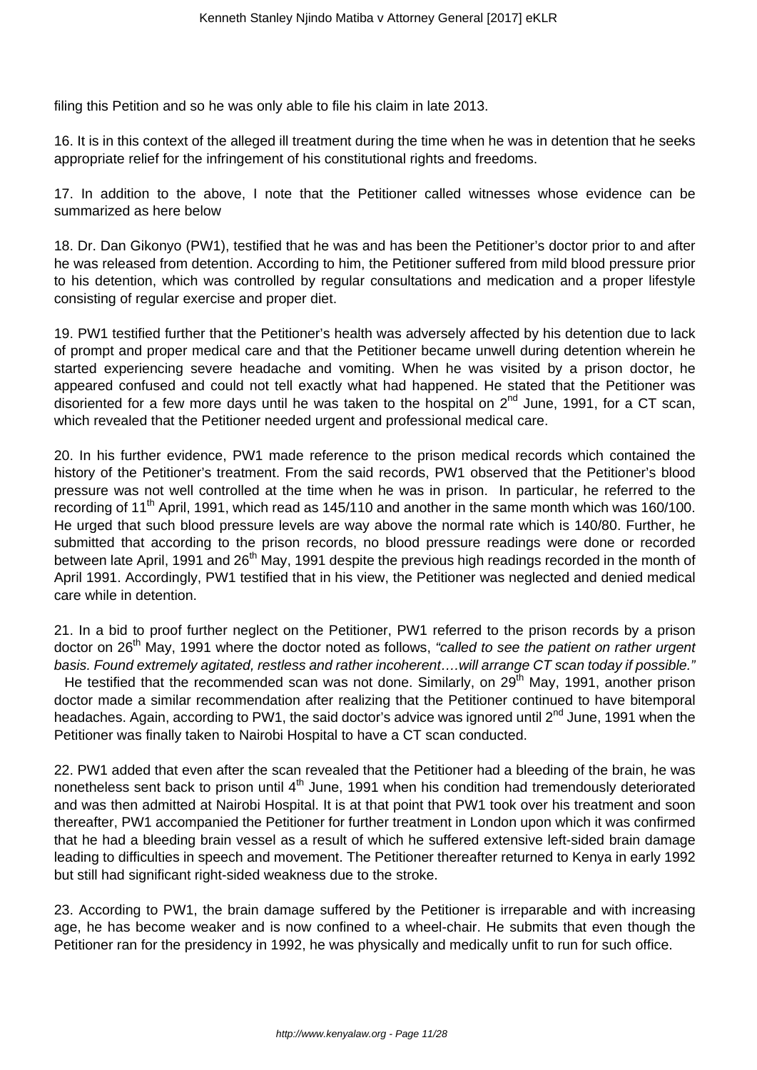filing this Petition and so he was only able to file his claim in late 2013.

16. It is in this context of the alleged ill treatment during the time when he was in detention that he seeks appropriate relief for the infringement of his constitutional rights and freedoms.

17. In addition to the above, I note that the Petitioner called witnesses whose evidence can be summarized as here below

18. Dr. Dan Gikonyo (PW1), testified that he was and has been the Petitioner's doctor prior to and after he was released from detention. According to him, the Petitioner suffered from mild blood pressure prior to his detention, which was controlled by regular consultations and medication and a proper lifestyle consisting of regular exercise and proper diet.

19. PW1 testified further that the Petitioner's health was adversely affected by his detention due to lack of prompt and proper medical care and that the Petitioner became unwell during detention wherein he started experiencing severe headache and vomiting. When he was visited by a prison doctor, he appeared confused and could not tell exactly what had happened. He stated that the Petitioner was disoriented for a few more days until he was taken to the hospital on 2nd June, 1991, for a CT scan, which revealed that the Petitioner needed urgent and professional medical care.

20. In his further evidence, PW1 made reference to the prison medical records which contained the history of the Petitioner's treatment. From the said records, PW1 observed that the Petitioner's blood pressure was not well controlled at the time when he was in prison. In particular, he referred to the recording of 11th April, 1991, which read as 145/110 and another in the same month which was 160/100. He urged that such blood pressure levels are way above the normal rate which is 140/80. Further, he submitted that according to the prison records, no blood pressure readings were done or recorded between late April, 1991 and 26th May, 1991 despite the previous high readings recorded in the month of April 1991. Accordingly, PW1 testified that in his view, the Petitioner was neglected and denied medical care while in detention.

21. In a bid to proof further neglect on the Petitioner, PW1 referred to the prison records by a prison doctor on 26th May, 1991 where the doctor noted as follows, *"called to see the patient on rather urgent basis. Found extremely agitated, restless and rather incoherent….will arrange CT scan today if possible."* He testified that the recommended scan was not done. Similarly, on 29th May, 1991, another prison doctor made a similar recommendation after realizing that the Petitioner continued to have bitemporal headaches. Again, according to PW1, the said doctor's advice was ignored until 2nd June, 1991 when the Petitioner was finally taken to Nairobi Hospital to have a CT scan conducted.

22. PW1 added that even after the scan revealed that the Petitioner had a bleeding of the brain, he was nonetheless sent back to prison until 4th June, 1991 when his condition had tremendously deteriorated and was then admitted at Nairobi Hospital. It is at that point that PW1 took over his treatment and soon thereafter, PW1 accompanied the Petitioner for further treatment in London upon which it was confirmed that he had a bleeding brain vessel as a result of which he suffered extensive left-sided brain damage leading to difficulties in speech and movement. The Petitioner thereafter returned to Kenya in early 1992 but still had significant right-sided weakness due to the stroke.

23. According to PW1, the brain damage suffered by the Petitioner is irreparable and with increasing age, he has become weaker and is now confined to a wheel-chair. He submits that even though the Petitioner ran for the presidency in 1992, he was physically and medically unfit to run for such office.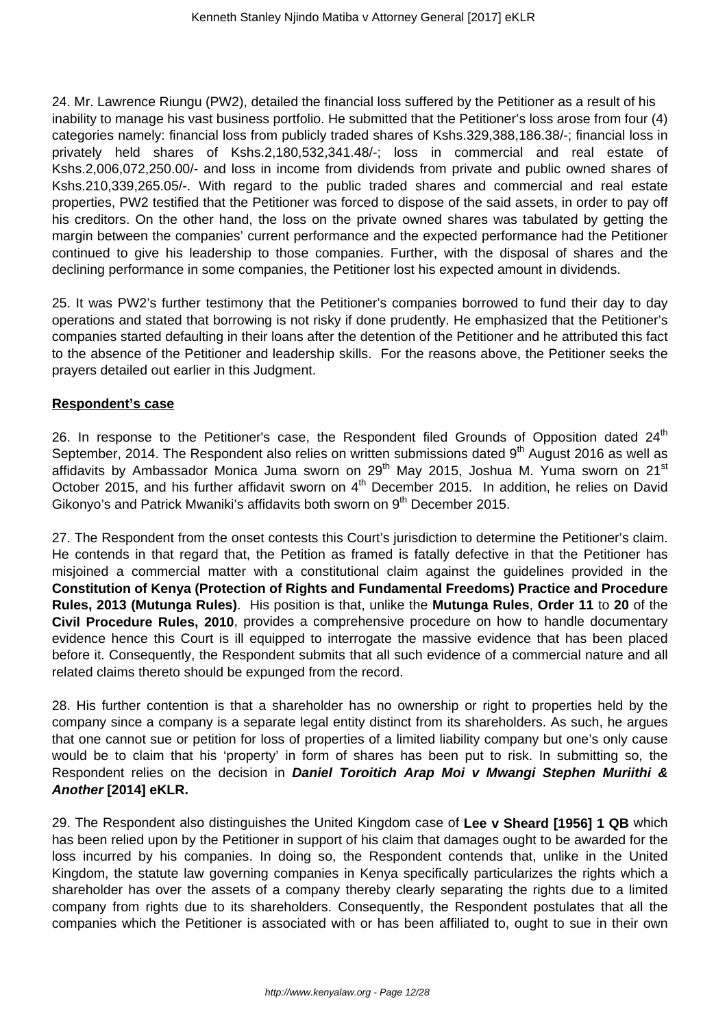24. Mr. Lawrence Riungu (PW2), detailed the financial loss suffered by the Petitioner as a result of his inability to manage his vast business portfolio. He submitted that the Petitioner's loss arose from four (4) categories namely: financial loss from publicly traded shares of Kshs.329,388,186.38/-; financial loss in privately held shares of Kshs.2,180,532,341.48/-; loss in commercial and real estate of Kshs.2,006,072,250.00/- and loss in income from dividends from private and public owned shares of Kshs.210,339,265.05/-. With regard to the public traded shares and commercial and real estate properties, PW2 testified that the Petitioner was forced to dispose of the said assets, in order to pay off his creditors. On the other hand, the loss on the private owned shares was tabulated by getting the margin between the companies' current performance and the expected performance had the Petitioner continued to give his leadership to those companies. Further, with the disposal of shares and the declining performance in some companies, the Petitioner lost his expected amount in dividends.

25. It was PW2's further testimony that the Petitioner's companies borrowed to fund their day to day operations and stated that borrowing is not risky if done prudently. He emphasized that the Petitioner's companies started defaulting in their loans after the detention of the Petitioner and he attributed this fact to the absence of the Petitioner and leadership skills. For the reasons above, the Petitioner seeks the prayers detailed out earlier in this Judgment.

**Respondent's case**

26. In response to the Petitioner's case, the Respondent filed Grounds of Opposition dated 24th September, 2014. The Respondent also relies on written submissions dated 9th August 2016 as well as affidavits by Ambassador Monica Juma sworn on 29th May 2015, Joshua M. Yuma sworn on 21st October 2015, and his further affidavit sworn on 4th December 2015. In addition, he relies on David Gikonyo's and Patrick Mwaniki's affidavits both sworn on 9th December 2015.

27. The Respondent from the onset contests this Court's jurisdiction to determine the Petitioner's claim. He contends in that regard that, the Petition as framed is fatally defective in that the Petitioner has misjoined a commercial matter with a constitutional claim against the guidelines provided in the **Constitution of Kenya (Protection of Rights and Fundamental Freedoms) Practice and Procedure Rules, 2013 (Mutunga Rules)**. His position is that, unlike the **Mutunga Rules**, **Order 11** to **20** of the **Civil Procedure Rules, 2010**, provides a comprehensive procedure on how to handle documentary evidence hence this Court is ill equipped to interrogate the massive evidence that has been placed before it. Consequently, the Respondent submits that all such evidence of a commercial nature and all related claims thereto should be expunged from the record.

28. His further contention is that a shareholder has no ownership or right to properties held by the company since a company is a separate legal entity distinct from its shareholders. As such, he argues that one cannot sue or petition for loss of properties of a limited liability company but one's only cause would be to claim that his 'property' in form of shares has been put to risk. In submitting so, the Respondent relies on the decision in ***Daniel Toroitich Arap Moi v Mwangi Stephen Muriithi & Another* [2014] eKLR.**

29. The Respondent also distinguishes the United Kingdom case of **Lee v Sheard [1956] 1 QB** which has been relied upon by the Petitioner in support of his claim that damages ought to be awarded for the loss incurred by his companies. In doing so, the Respondent contends that, unlike in the United Kingdom, the statute law governing companies in Kenya specifically particularizes the rights which a shareholder has over the assets of a company thereby clearly separating the rights due to a limited company from rights due to its shareholders. Consequently, the Respondent postulates that all the companies which the Petitioner is associated with or has been affiliated to, ought to sue in their own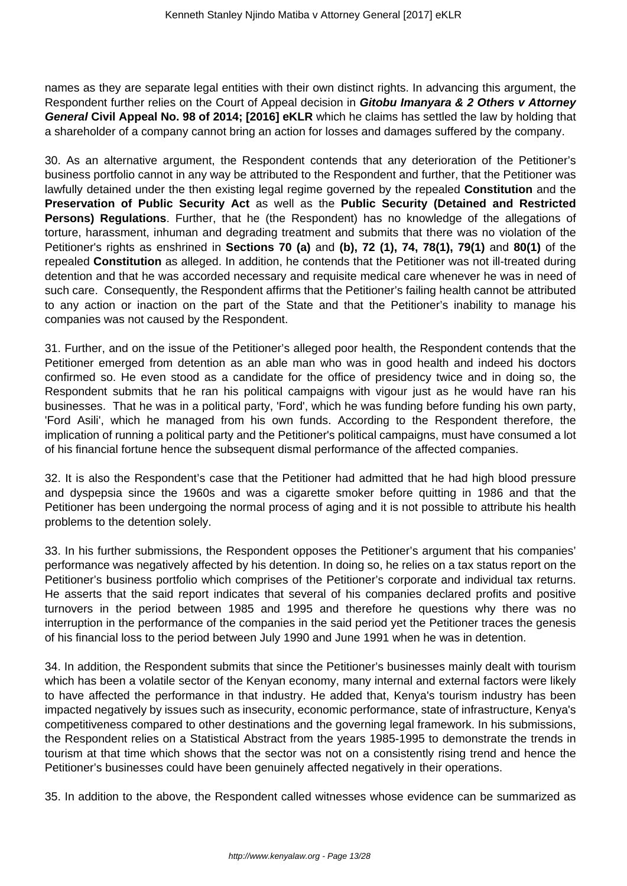names as they are separate legal entities with their own distinct rights. In advancing this argument, the Respondent further relies on the Court of Appeal decision in ***Gitobu Imanyara & 2 Others v Attorney General*** **Civil Appeal No. 98 of 2014; [2016] eKLR** which he claims has settled the law by holding that a shareholder of a company cannot bring an action for losses and damages suffered by the company.

30. As an alternative argument, the Respondent contends that any deterioration of the Petitioner's business portfolio cannot in any way be attributed to the Respondent and further, that the Petitioner was lawfully detained under the then existing legal regime governed by the repealed **Constitution** and the **Preservation of Public Security Act** as well as the **Public Security (Detained and Restricted Persons) Regulations**. Further, that he (the Respondent) has no knowledge of the allegations of torture, harassment, inhuman and degrading treatment and submits that there was no violation of the Petitioner's rights as enshrined in **Sections 70 (a)** and **(b), 72 (1), 74, 78(1), 79(1)** and **80(1)** of the repealed **Constitution** as alleged. In addition, he contends that the Petitioner was not ill-treated during detention and that he was accorded necessary and requisite medical care whenever he was in need of such care. Consequently, the Respondent affirms that the Petitioner's failing health cannot be attributed to any action or inaction on the part of the State and that the Petitioner's inability to manage his companies was not caused by the Respondent.

31. Further, and on the issue of the Petitioner's alleged poor health, the Respondent contends that the Petitioner emerged from detention as an able man who was in good health and indeed his doctors confirmed so. He even stood as a candidate for the office of presidency twice and in doing so, the Respondent submits that he ran his political campaigns with vigour just as he would have ran his businesses. That he was in a political party, 'Ford', which he was funding before funding his own party, 'Ford Asili', which he managed from his own funds. According to the Respondent therefore, the implication of running a political party and the Petitioner's political campaigns, must have consumed a lot of his financial fortune hence the subsequent dismal performance of the affected companies.

32. It is also the Respondent's case that the Petitioner had admitted that he had high blood pressure and dyspepsia since the 1960s and was a cigarette smoker before quitting in 1986 and that the Petitioner has been undergoing the normal process of aging and it is not possible to attribute his health problems to the detention solely.

33. In his further submissions, the Respondent opposes the Petitioner's argument that his companies' performance was negatively affected by his detention. In doing so, he relies on a tax status report on the Petitioner's business portfolio which comprises of the Petitioner's corporate and individual tax returns. He asserts that the said report indicates that several of his companies declared profits and positive turnovers in the period between 1985 and 1995 and therefore he questions why there was no interruption in the performance of the companies in the said period yet the Petitioner traces the genesis of his financial loss to the period between July 1990 and June 1991 when he was in detention.

34. In addition, the Respondent submits that since the Petitioner's businesses mainly dealt with tourism which has been a volatile sector of the Kenyan economy, many internal and external factors were likely to have affected the performance in that industry. He added that, Kenya's tourism industry has been impacted negatively by issues such as insecurity, economic performance, state of infrastructure, Kenya's competitiveness compared to other destinations and the governing legal framework. In his submissions, the Respondent relies on a Statistical Abstract from the years 1985-1995 to demonstrate the trends in tourism at that time which shows that the sector was not on a consistently rising trend and hence the Petitioner's businesses could have been genuinely affected negatively in their operations.

35. In addition to the above, the Respondent called witnesses whose evidence can be summarized as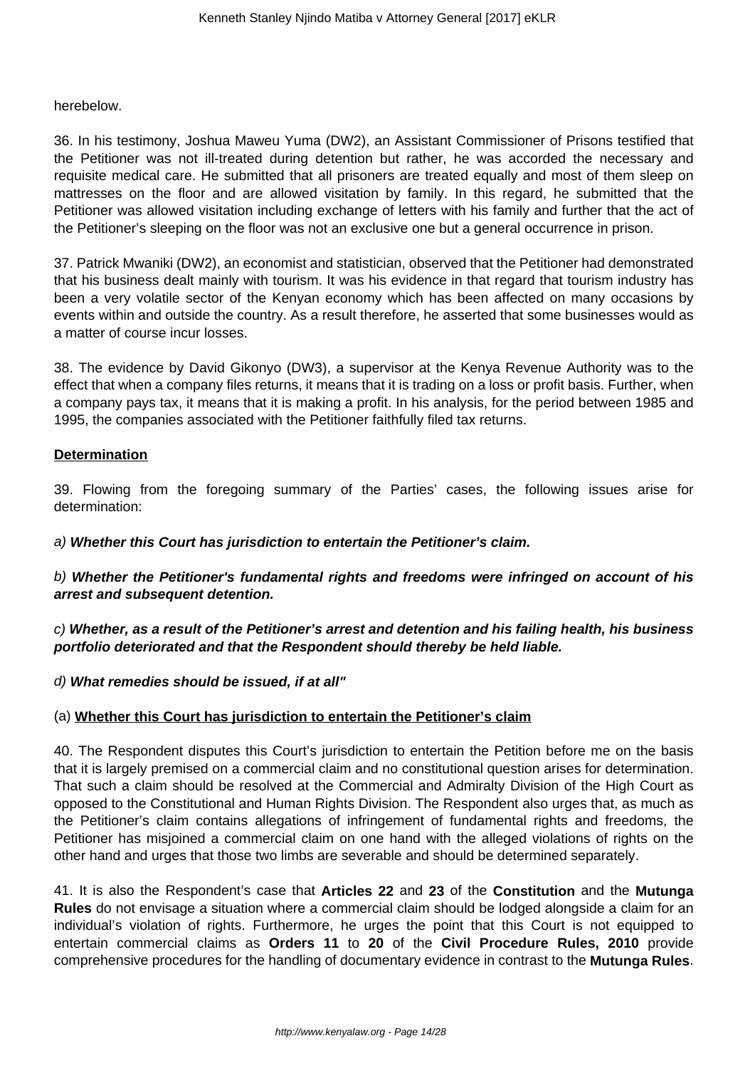herebelow.

36. In his testimony, Joshua Maweu Yuma (DW2), an Assistant Commissioner of Prisons testified that the Petitioner was not ill-treated during detention but rather, he was accorded the necessary and requisite medical care. He submitted that all prisoners are treated equally and most of them sleep on mattresses on the floor and are allowed visitation by family. In this regard, he submitted that the Petitioner was allowed visitation including exchange of letters with his family and further that the act of the Petitioner's sleeping on the floor was not an exclusive one but a general occurrence in prison.

37. Patrick Mwaniki (DW2), an economist and statistician, observed that the Petitioner had demonstrated that his business dealt mainly with tourism. It was his evidence in that regard that tourism industry has been a very volatile sector of the Kenyan economy which has been affected on many occasions by events within and outside the country. As a result therefore, he asserted that some businesses would as a matter of course incur losses.

38. The evidence by David Gikonyo (DW3), a supervisor at the Kenya Revenue Authority was to the effect that when a company files returns, it means that it is trading on a loss or profit basis. Further, when a company pays tax, it means that it is making a profit. In his analysis, for the period between 1985 and 1995, the companies associated with the Petitioner faithfully filed tax returns.

**<u>Determination</u>**

39. Flowing from the foregoing summary of the Parties' cases, the following issues arise for determination:

*a)* ***Whether this Court has jurisdiction to entertain the Petitioner's claim.***

*b)* ***Whether the Petitioner's fundamental rights and freedoms were infringed on account of his arrest and subsequent detention.***

*c)* ***Whether, as a result of the Petitioner's arrest and detention and his failing health, his business portfolio deteriorated and that the Respondent should thereby be held liable.***

*d)* ***What remedies should be issued, if at all"***

(a) **<u>Whether this Court has jurisdiction to entertain the Petitioner's claim</u>**

40. The Respondent disputes this Court's jurisdiction to entertain the Petition before me on the basis that it is largely premised on a commercial claim and no constitutional question arises for determination. That such a claim should be resolved at the Commercial and Admiralty Division of the High Court as opposed to the Constitutional and Human Rights Division. The Respondent also urges that, as much as the Petitioner's claim contains allegations of infringement of fundamental rights and freedoms, the Petitioner has misjoined a commercial claim on one hand with the alleged violations of rights on the other hand and urges that those two limbs are severable and should be determined separately.

41. It is also the Respondent's case that **Articles 22** and **23** of the **Constitution** and the **Mutunga Rules** do not envisage a situation where a commercial claim should be lodged alongside a claim for an individual's violation of rights. Furthermore, he urges the point that this Court is not equipped to entertain commercial claims as **Orders 11** to **20** of the **Civil Procedure Rules, 2010** provide comprehensive procedures for the handling of documentary evidence in contrast to the **Mutunga Rules**.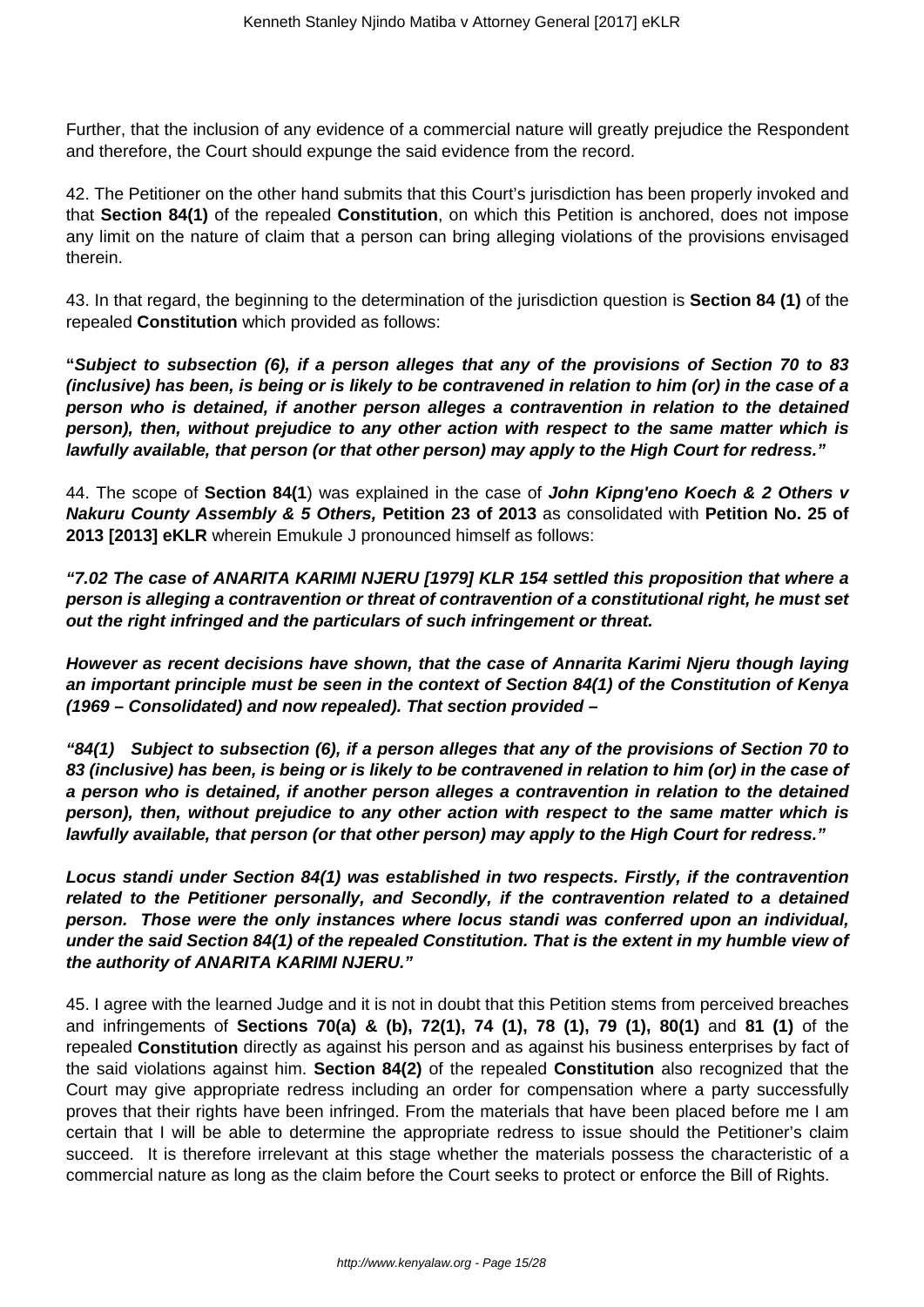Further, that the inclusion of any evidence of a commercial nature will greatly prejudice the Respondent and therefore, the Court should expunge the said evidence from the record.

42. The Petitioner on the other hand submits that this Court's jurisdiction has been properly invoked and that **Section 84(1)** of the repealed **Constitution**, on which this Petition is anchored, does not impose any limit on the nature of claim that a person can bring alleging violations of the provisions envisaged therein.

43. In that regard, the beginning to the determination of the jurisdiction question is **Section 84 (1)** of the repealed **Constitution** which provided as follows:

**"*Subject to subsection (6), if a person alleges that any of the provisions of Section 70 to 83 (inclusive) has been, is being or is likely to be contravened in relation to him (or) in the case of a person who is detained, if another person alleges a contravention in relation to the detained person), then, without prejudice to any other action with respect to the same matter which is lawfully available, that person (or that other person) may apply to the High Court for redress."***

44. The scope of **Section 84(1**) was explained in the case of ***John Kipng'eno Koech & 2 Others v Nakuru County Assembly & 5 Others,*** **Petition 23 of 2013** as consolidated with **Petition No. 25 of 2013 [2013] eKLR** wherein Emukule J pronounced himself as follows:

***"7.02 The case of ANARITA KARIMI NJERU [1979] KLR 154 settled this proposition that where a person is alleging a contravention or threat of contravention of a constitutional right, he must set out the right infringed and the particulars of such infringement or threat.***

***However as recent decisions have shown, that the case of Annarita Karimi Njeru though laying an important principle must be seen in the context of Section 84(1) of the Constitution of Kenya (1969 – Consolidated) and now repealed). That section provided –***

***"84(1)  Subject to subsection (6), if a person alleges that any of the provisions of Section 70 to 83 (inclusive) has been, is being or is likely to be contravened in relation to him (or) in the case of a person who is detained, if another person alleges a contravention in relation to the detained person), then, without prejudice to any other action with respect to the same matter which is lawfully available, that person (or that other person) may apply to the High Court for redress."***

***Locus standi under Section 84(1) was established in two respects. Firstly, if the contravention related to the Petitioner personally, and Secondly, if the contravention related to a detained person.  Those were the only instances where locus standi was conferred upon an individual, under the said Section 84(1) of the repealed Constitution. That is the extent in my humble view of the authority of ANARITA KARIMI NJERU."***

45. I agree with the learned Judge and it is not in doubt that this Petition stems from perceived breaches and infringements of **Sections 70(a) & (b), 72(1), 74 (1), 78 (1), 79 (1), 80(1)** and **81 (1)** of the repealed **Constitution** directly as against his person and as against his business enterprises by fact of the said violations against him. **Section 84(2)** of the repealed **Constitution** also recognized that the Court may give appropriate redress including an order for compensation where a party successfully proves that their rights have been infringed. From the materials that have been placed before me I am certain that I will be able to determine the appropriate redress to issue should the Petitioner's claim succeed.  It is therefore irrelevant at this stage whether the materials possess the characteristic of a commercial nature as long as the claim before the Court seeks to protect or enforce the Bill of Rights.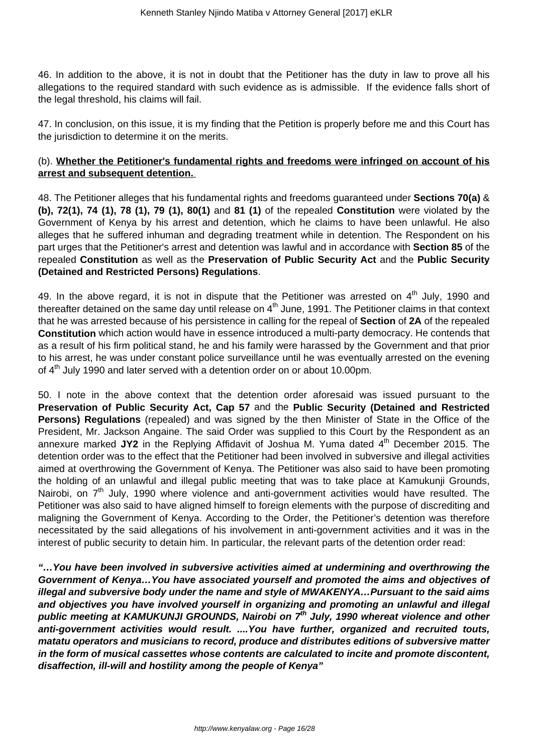46. In addition to the above, it is not in doubt that the Petitioner has the duty in law to prove all his allegations to the required standard with such evidence as is admissible. If the evidence falls short of the legal threshold, his claims will fail.

47. In conclusion, on this issue, it is my finding that the Petition is properly before me and this Court has the jurisdiction to determine it on the merits.

(b). **Whether the Petitioner's fundamental rights and freedoms were infringed on account of his arrest and subsequent detention.**

48. The Petitioner alleges that his fundamental rights and freedoms guaranteed under **Sections 70(a)** & **(b), 72(1), 74 (1), 78 (1), 79 (1), 80(1)** and **81 (1)** of the repealed **Constitution** were violated by the Government of Kenya by his arrest and detention, which he claims to have been unlawful. He also alleges that he suffered inhuman and degrading treatment while in detention. The Respondent on his part urges that the Petitioner's arrest and detention was lawful and in accordance with **Section 85** of the repealed **Constitution** as well as the **Preservation of Public Security Act** and the **Public Security (Detained and Restricted Persons) Regulations**.

49. In the above regard, it is not in dispute that the Petitioner was arrested on 4th July, 1990 and thereafter detained on the same day until release on 4th June, 1991. The Petitioner claims in that context that he was arrested because of his persistence in calling for the repeal of **Section** of **2A** of the repealed **Constitution** which action would have in essence introduced a multi-party democracy. He contends that as a result of his firm political stand, he and his family were harassed by the Government and that prior to his arrest, he was under constant police surveillance until he was eventually arrested on the evening of 4th July 1990 and later served with a detention order on or about 10.00pm.

50. I note in the above context that the detention order aforesaid was issued pursuant to the **Preservation of Public Security Act, Cap 57** and the **Public Security (Detained and Restricted Persons) Regulations** (repealed) and was signed by the then Minister of State in the Office of the President, Mr. Jackson Angaine. The said Order was supplied to this Court by the Respondent as an annexure marked **JY2** in the Replying Affidavit of Joshua M. Yuma dated 4th December 2015. The detention order was to the effect that the Petitioner had been involved in subversive and illegal activities aimed at overthrowing the Government of Kenya. The Petitioner was also said to have been promoting the holding of an unlawful and illegal public meeting that was to take place at Kamukunji Grounds, Nairobi, on 7th July, 1990 where violence and anti-government activities would have resulted. The Petitioner was also said to have aligned himself to foreign elements with the purpose of discrediting and maligning the Government of Kenya. According to the Order, the Petitioner's detention was therefore necessitated by the said allegations of his involvement in anti-government activities and it was in the interest of public security to detain him. In particular, the relevant parts of the detention order read:

***"…You have been involved in subversive activities aimed at undermining and overthrowing the Government of Kenya…You have associated yourself and promoted the aims and objectives of illegal and subversive body under the name and style of MWAKENYA…Pursuant to the said aims and objectives you have involved yourself in organizing and promoting an unlawful and illegal public meeting at KAMUKUNJI GROUNDS, Nairobi on 7th July, 1990 whereat violence and other anti-government activities would result. ....You have further, organized and recruited touts, matatu operators and musicians to record, produce and distributes editions of subversive matter in the form of musical cassettes whose contents are calculated to incite and promote discontent, disaffection, ill-will and hostility among the people of Kenya"***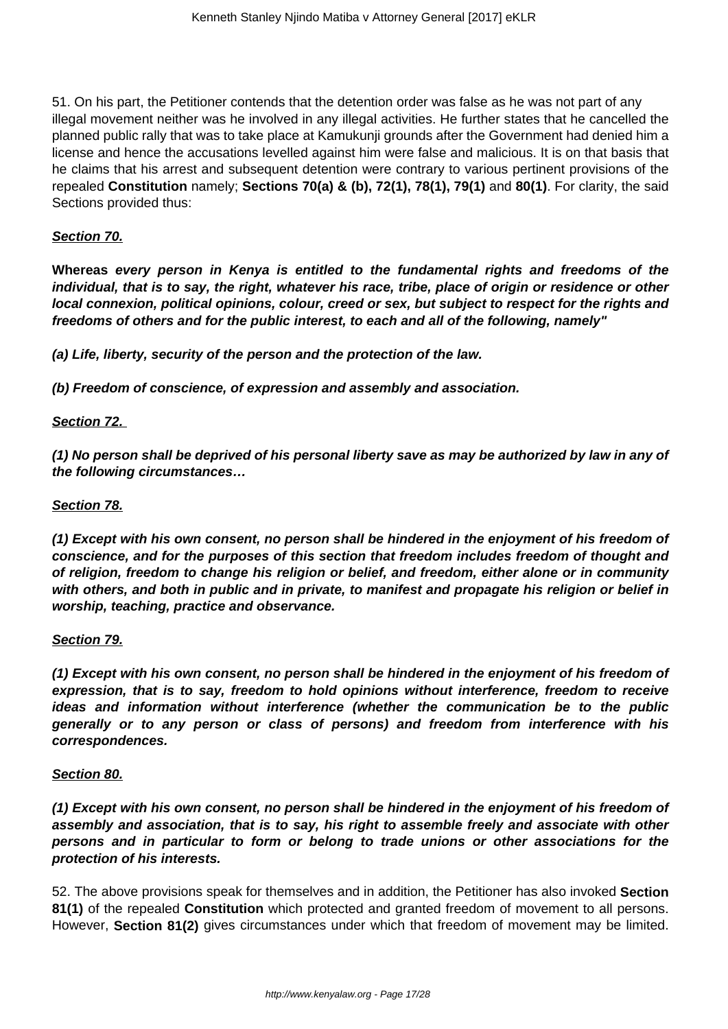51. On his part, the Petitioner contends that the detention order was false as he was not part of any illegal movement neither was he involved in any illegal activities. He further states that he cancelled the planned public rally that was to take place at Kamukunji grounds after the Government had denied him a license and hence the accusations levelled against him were false and malicious. It is on that basis that he claims that his arrest and subsequent detention were contrary to various pertinent provisions of the repealed **Constitution** namely; **Sections 70(a) & (b), 72(1), 78(1), 79(1)** and **80(1)**. For clarity, the said Sections provided thus:

**<u>Section 70.</u>**

**Whereas *every person in Kenya is entitled to the fundamental rights and freedoms of the individual, that is to say, the right, whatever his race, tribe, place of origin or residence or other local connexion, political opinions, colour, creed or sex, but subject to respect for the rights and freedoms of others and for the public interest, to each and all of the following, namely"***

***(a) Life, liberty, security of the person and the protection of the law.***

***(b) Freedom of conscience, of expression and assembly and association.***

**<u>Section 72.</u>**

***(1) No person shall be deprived of his personal liberty save as may be authorized by law in any of the following circumstances…***

**<u>Section 78.</u>**

***(1) Except with his own consent, no person shall be hindered in the enjoyment of his freedom of conscience, and for the purposes of this section that freedom includes freedom of thought and of religion, freedom to change his religion or belief, and freedom, either alone or in community with others, and both in public and in private, to manifest and propagate his religion or belief in worship, teaching, practice and observance.***

**<u>Section 79.</u>**

***(1) Except with his own consent, no person shall be hindered in the enjoyment of his freedom of expression, that is to say, freedom to hold opinions without interference, freedom to receive ideas and information without interference (whether the communication be to the public generally or to any person or class of persons) and freedom from interference with his correspondences.***

**<u>Section 80.</u>**

***(1) Except with his own consent, no person shall be hindered in the enjoyment of his freedom of assembly and association, that is to say, his right to assemble freely and associate with other persons and in particular to form or belong to trade unions or other associations for the protection of his interests.***

52. The above provisions speak for themselves and in addition, the Petitioner has also invoked **Section 81(1)** of the repealed **Constitution** which protected and granted freedom of movement to all persons. However, **Section 81(2)** gives circumstances under which that freedom of movement may be limited.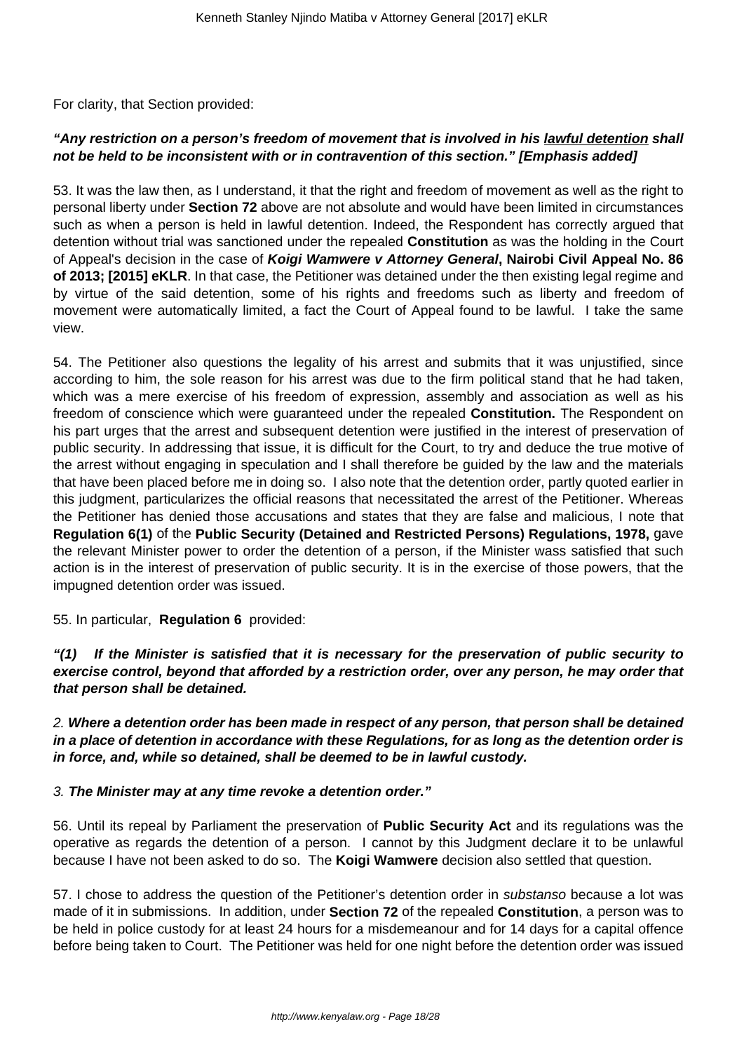For clarity, that Section provided:

***"Any restriction on a person's freedom of movement that is involved in his <u>lawful detention</u> shall not be held to be inconsistent with or in contravention of this section." [Emphasis added]***

53. It was the law then, as I understand, it that the right and freedom of movement as well as the right to personal liberty under **Section 72** above are not absolute and would have been limited in circumstances such as when a person is held in lawful detention. Indeed, the Respondent has correctly argued that detention without trial was sanctioned under the repealed **Constitution** as was the holding in the Court of Appeal's decision in the case of ***Koigi Wamwere v Attorney General*****, Nairobi Civil Appeal No. 86 of 2013; [2015] eKLR**. In that case, the Petitioner was detained under the then existing legal regime and by virtue of the said detention, some of his rights and freedoms such as liberty and freedom of movement were automatically limited, a fact the Court of Appeal found to be lawful. I take the same view.

54. The Petitioner also questions the legality of his arrest and submits that it was unjustified, since according to him, the sole reason for his arrest was due to the firm political stand that he had taken, which was a mere exercise of his freedom of expression, assembly and association as well as his freedom of conscience which were guaranteed under the repealed **Constitution.** The Respondent on his part urges that the arrest and subsequent detention were justified in the interest of preservation of public security. In addressing that issue, it is difficult for the Court, to try and deduce the true motive of the arrest without engaging in speculation and I shall therefore be guided by the law and the materials that have been placed before me in doing so. I also note that the detention order, partly quoted earlier in this judgment, particularizes the official reasons that necessitated the arrest of the Petitioner. Whereas the Petitioner has denied those accusations and states that they are false and malicious, I note that **Regulation 6(1)** of the **Public Security (Detained and Restricted Persons) Regulations, 1978,** gave the relevant Minister power to order the detention of a person, if the Minister wass satisfied that such action is in the interest of preservation of public security. It is in the exercise of those powers, that the impugned detention order was issued.

55. In particular, **Regulation 6** provided:

***"(1) If the Minister is satisfied that it is necessary for the preservation of public security to exercise control, beyond that afforded by a restriction order, over any person, he may order that that person shall be detained.***

*2.* ***Where a detention order has been made in respect of any person, that person shall be detained in a place of detention in accordance with these Regulations, for as long as the detention order is in force, and, while so detained, shall be deemed to be in lawful custody.***

*3.* ***The Minister may at any time revoke a detention order."***

56. Until its repeal by Parliament the preservation of **Public Security Act** and its regulations was the operative as regards the detention of a person. I cannot by this Judgment declare it to be unlawful because I have not been asked to do so. The **Koigi Wamwere** decision also settled that question.

57. I chose to address the question of the Petitioner's detention order in *substanso* because a lot was made of it in submissions. In addition, under **Section 72** of the repealed **Constitution**, a person was to be held in police custody for at least 24 hours for a misdemeanour and for 14 days for a capital offence before being taken to Court. The Petitioner was held for one night before the detention order was issued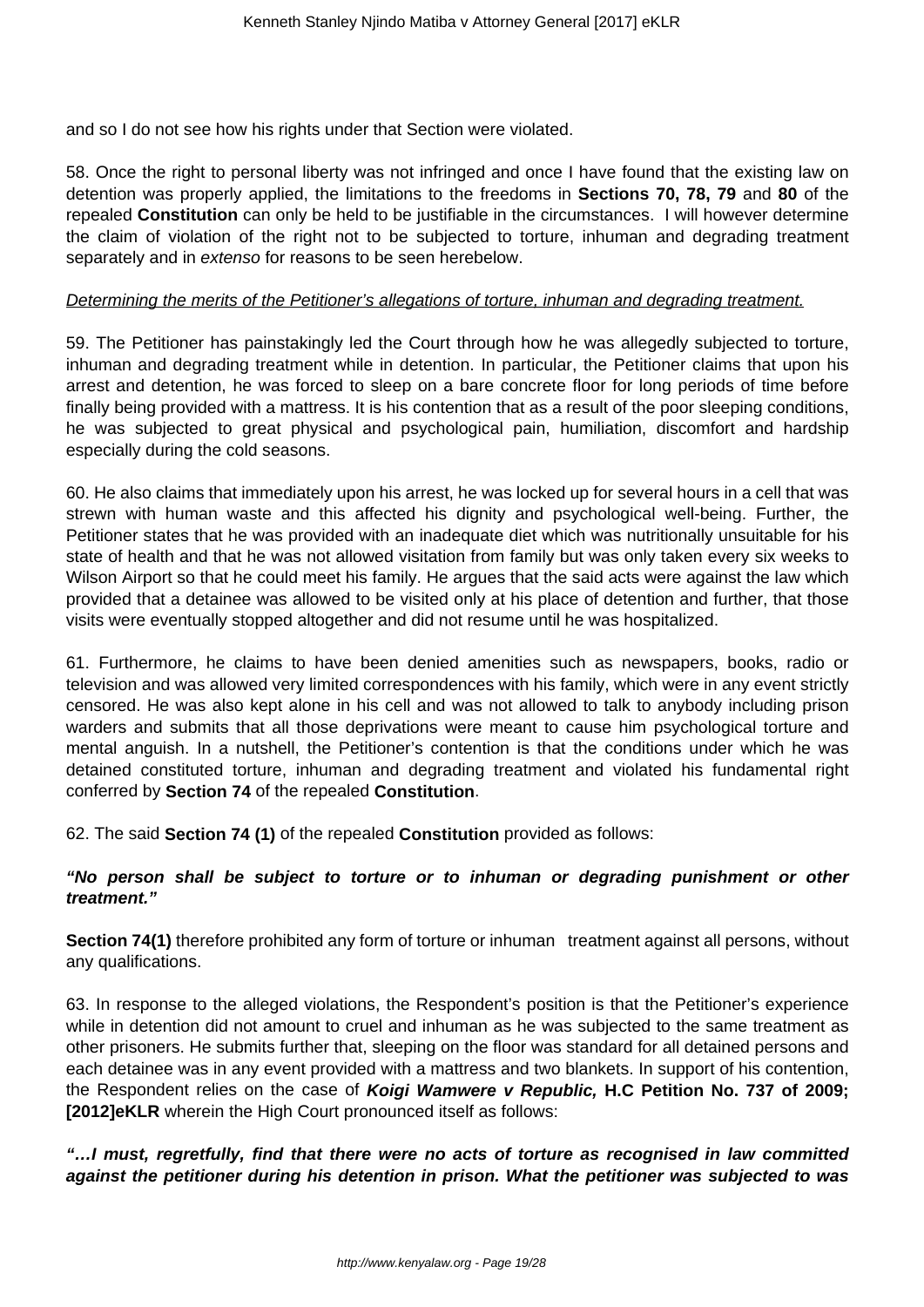and so I do not see how his rights under that Section were violated.

58. Once the right to personal liberty was not infringed and once I have found that the existing law on detention was properly applied, the limitations to the freedoms in **Sections 70, 78, 79** and **80** of the repealed **Constitution** can only be held to be justifiable in the circumstances. I will however determine the claim of violation of the right not to be subjected to torture, inhuman and degrading treatment separately and in *extenso* for reasons to be seen herebelow.

<u>Determining the merits of the Petitioner's allegations of torture, inhuman and degrading treatment.</u>

59. The Petitioner has painstakingly led the Court through how he was allegedly subjected to torture, inhuman and degrading treatment while in detention. In particular, the Petitioner claims that upon his arrest and detention, he was forced to sleep on a bare concrete floor for long periods of time before finally being provided with a mattress. It is his contention that as a result of the poor sleeping conditions, he was subjected to great physical and psychological pain, humiliation, discomfort and hardship especially during the cold seasons.

60. He also claims that immediately upon his arrest, he was locked up for several hours in a cell that was strewn with human waste and this affected his dignity and psychological well-being. Further, the Petitioner states that he was provided with an inadequate diet which was nutritionally unsuitable for his state of health and that he was not allowed visitation from family but was only taken every six weeks to Wilson Airport so that he could meet his family. He argues that the said acts were against the law which provided that a detainee was allowed to be visited only at his place of detention and further, that those visits were eventually stopped altogether and did not resume until he was hospitalized.

61. Furthermore, he claims to have been denied amenities such as newspapers, books, radio or television and was allowed very limited correspondences with his family, which were in any event strictly censored. He was also kept alone in his cell and was not allowed to talk to anybody including prison warders and submits that all those deprivations were meant to cause him psychological torture and mental anguish. In a nutshell, the Petitioner's contention is that the conditions under which he was detained constituted torture, inhuman and degrading treatment and violated his fundamental right conferred by **Section 74** of the repealed **Constitution**.

62. The said **Section 74 (1)** of the repealed **Constitution** provided as follows:

***"No person shall be subject to torture or to inhuman or degrading punishment or other treatment."***

**Section 74(1)** therefore prohibited any form of torture or inhuman treatment against all persons, without any qualifications.

63. In response to the alleged violations, the Respondent's position is that the Petitioner's experience while in detention did not amount to cruel and inhuman as he was subjected to the same treatment as other prisoners. He submits further that, sleeping on the floor was standard for all detained persons and each detainee was in any event provided with a mattress and two blankets. In support of his contention, the Respondent relies on the case of ***Koigi Wamwere v Republic,*** **H.C Petition No. 737 of 2009; [2012]eKLR** wherein the High Court pronounced itself as follows:

***"…I must, regretfully, find that there were no acts of torture as recognised in law committed against the petitioner during his detention in prison. What the petitioner was subjected to was***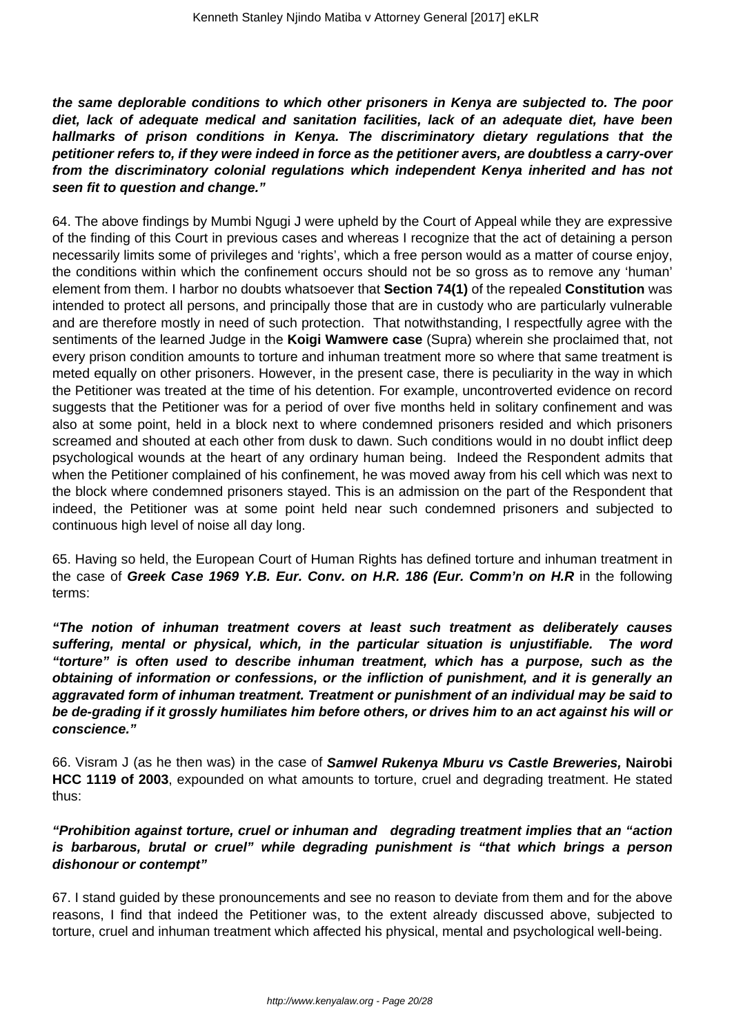***the same deplorable conditions to which other prisoners in Kenya are subjected to. The poor diet, lack of adequate medical and sanitation facilities, lack of an adequate diet, have been hallmarks of prison conditions in Kenya. The discriminatory dietary regulations that the petitioner refers to, if they were indeed in force as the petitioner avers, are doubtless a carry-over from the discriminatory colonial regulations which independent Kenya inherited and has not seen fit to question and change."***

64. The above findings by Mumbi Ngugi J were upheld by the Court of Appeal while they are expressive of the finding of this Court in previous cases and whereas I recognize that the act of detaining a person necessarily limits some of privileges and 'rights', which a free person would as a matter of course enjoy, the conditions within which the confinement occurs should not be so gross as to remove any 'human' element from them. I harbor no doubts whatsoever that **Section 74(1)** of the repealed **Constitution** was intended to protect all persons, and principally those that are in custody who are particularly vulnerable and are therefore mostly in need of such protection. That notwithstanding, I respectfully agree with the sentiments of the learned Judge in the **Koigi Wamwere case** (Supra) wherein she proclaimed that, not every prison condition amounts to torture and inhuman treatment more so where that same treatment is meted equally on other prisoners. However, in the present case, there is peculiarity in the way in which the Petitioner was treated at the time of his detention. For example, uncontroverted evidence on record suggests that the Petitioner was for a period of over five months held in solitary confinement and was also at some point, held in a block next to where condemned prisoners resided and which prisoners screamed and shouted at each other from dusk to dawn. Such conditions would in no doubt inflict deep psychological wounds at the heart of any ordinary human being. Indeed the Respondent admits that when the Petitioner complained of his confinement, he was moved away from his cell which was next to the block where condemned prisoners stayed. This is an admission on the part of the Respondent that indeed, the Petitioner was at some point held near such condemned prisoners and subjected to continuous high level of noise all day long.

65. Having so held, the European Court of Human Rights has defined torture and inhuman treatment in the case of ***Greek Case 1969 Y.B. Eur. Conv. on H.R. 186 (Eur. Comm'n on H.R*** in the following terms:

***"The notion of inhuman treatment covers at least such treatment as deliberately causes suffering, mental or physical, which, in the particular situation is unjustifiable. The word "torture" is often used to describe inhuman treatment, which has a purpose, such as the obtaining of information or confessions, or the infliction of punishment, and it is generally an aggravated form of inhuman treatment. Treatment or punishment of an individual may be said to be de-grading if it grossly humiliates him before others, or drives him to an act against his will or conscience."***

66. Visram J (as he then was) in the case of ***Samwel Rukenya Mburu vs Castle Breweries,*** **Nairobi HCC 1119 of 2003**, expounded on what amounts to torture, cruel and degrading treatment. He stated thus:

***"Prohibition against torture, cruel or inhuman and degrading treatment implies that an "action is barbarous, brutal or cruel" while degrading punishment is "that which brings a person dishonour or contempt"***

67. I stand guided by these pronouncements and see no reason to deviate from them and for the above reasons, I find that indeed the Petitioner was, to the extent already discussed above, subjected to torture, cruel and inhuman treatment which affected his physical, mental and psychological well-being.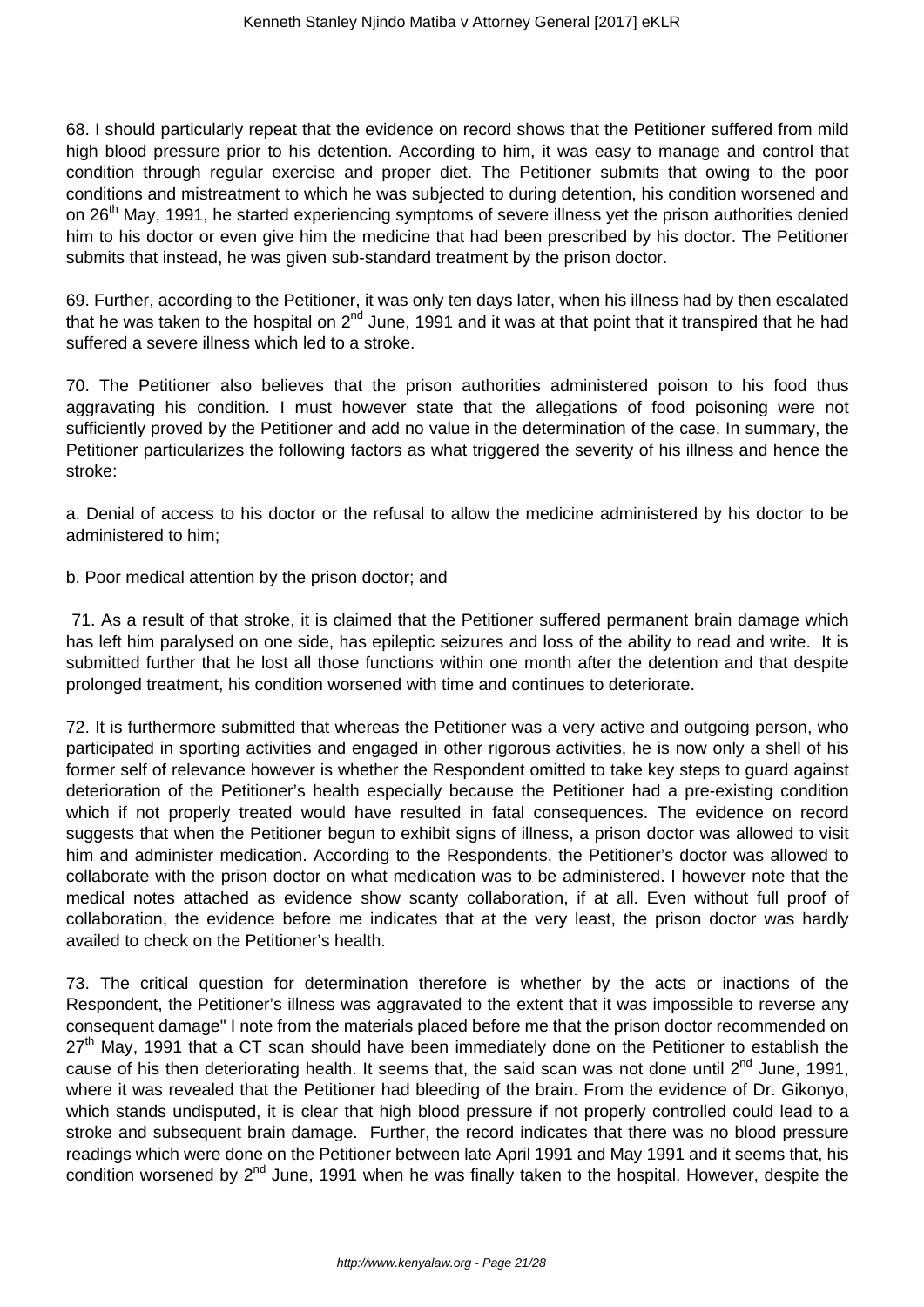68. I should particularly repeat that the evidence on record shows that the Petitioner suffered from mild high blood pressure prior to his detention. According to him, it was easy to manage and control that condition through regular exercise and proper diet. The Petitioner submits that owing to the poor conditions and mistreatment to which he was subjected to during detention, his condition worsened and on 26th May, 1991, he started experiencing symptoms of severe illness yet the prison authorities denied him to his doctor or even give him the medicine that had been prescribed by his doctor. The Petitioner submits that instead, he was given sub-standard treatment by the prison doctor.

69. Further, according to the Petitioner, it was only ten days later, when his illness had by then escalated that he was taken to the hospital on 2nd June, 1991 and it was at that point that it transpired that he had suffered a severe illness which led to a stroke.

70. The Petitioner also believes that the prison authorities administered poison to his food thus aggravating his condition. I must however state that the allegations of food poisoning were not sufficiently proved by the Petitioner and add no value in the determination of the case. In summary, the Petitioner particularizes the following factors as what triggered the severity of his illness and hence the stroke:

a. Denial of access to his doctor or the refusal to allow the medicine administered by his doctor to be administered to him;

b. Poor medical attention by the prison doctor; and

71. As a result of that stroke, it is claimed that the Petitioner suffered permanent brain damage which has left him paralysed on one side, has epileptic seizures and loss of the ability to read and write. It is submitted further that he lost all those functions within one month after the detention and that despite prolonged treatment, his condition worsened with time and continues to deteriorate.

72. It is furthermore submitted that whereas the Petitioner was a very active and outgoing person, who participated in sporting activities and engaged in other rigorous activities, he is now only a shell of his former self of relevance however is whether the Respondent omitted to take key steps to guard against deterioration of the Petitioner's health especially because the Petitioner had a pre-existing condition which if not properly treated would have resulted in fatal consequences. The evidence on record suggests that when the Petitioner begun to exhibit signs of illness, a prison doctor was allowed to visit him and administer medication. According to the Respondents, the Petitioner's doctor was allowed to collaborate with the prison doctor on what medication was to be administered. I however note that the medical notes attached as evidence show scanty collaboration, if at all. Even without full proof of collaboration, the evidence before me indicates that at the very least, the prison doctor was hardly availed to check on the Petitioner's health.

73. The critical question for determination therefore is whether by the acts or inactions of the Respondent, the Petitioner's illness was aggravated to the extent that it was impossible to reverse any consequent damage" I note from the materials placed before me that the prison doctor recommended on 27th May, 1991 that a CT scan should have been immediately done on the Petitioner to establish the cause of his then deteriorating health. It seems that, the said scan was not done until 2nd June, 1991, where it was revealed that the Petitioner had bleeding of the brain. From the evidence of Dr. Gikonyo, which stands undisputed, it is clear that high blood pressure if not properly controlled could lead to a stroke and subsequent brain damage. Further, the record indicates that there was no blood pressure readings which were done on the Petitioner between late April 1991 and May 1991 and it seems that, his condition worsened by 2nd June, 1991 when he was finally taken to the hospital. However, despite the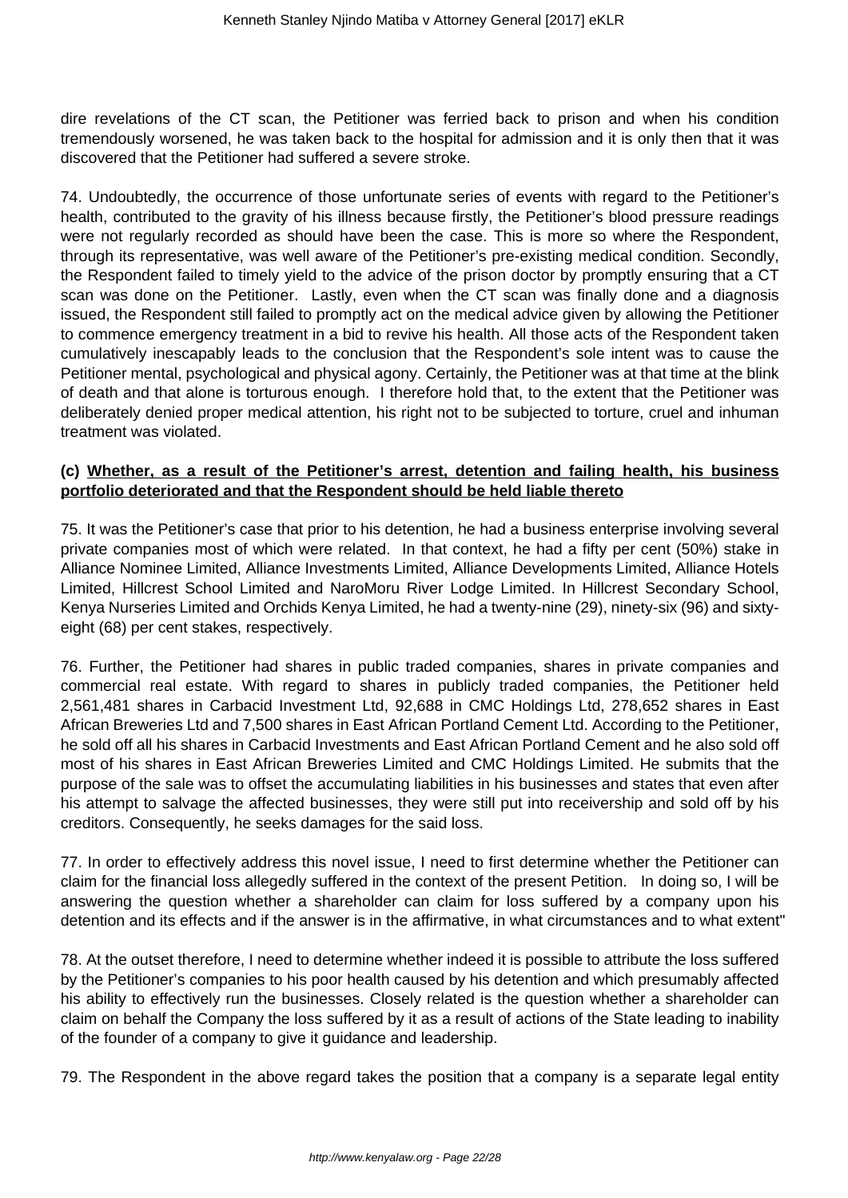dire revelations of the CT scan, the Petitioner was ferried back to prison and when his condition tremendously worsened, he was taken back to the hospital for admission and it is only then that it was discovered that the Petitioner had suffered a severe stroke.

74. Undoubtedly, the occurrence of those unfortunate series of events with regard to the Petitioner's health, contributed to the gravity of his illness because firstly, the Petitioner's blood pressure readings were not regularly recorded as should have been the case. This is more so where the Respondent, through its representative, was well aware of the Petitioner's pre-existing medical condition. Secondly, the Respondent failed to timely yield to the advice of the prison doctor by promptly ensuring that a CT scan was done on the Petitioner. Lastly, even when the CT scan was finally done and a diagnosis issued, the Respondent still failed to promptly act on the medical advice given by allowing the Petitioner to commence emergency treatment in a bid to revive his health. All those acts of the Respondent taken cumulatively inescapably leads to the conclusion that the Respondent's sole intent was to cause the Petitioner mental, psychological and physical agony. Certainly, the Petitioner was at that time at the blink of death and that alone is torturous enough. I therefore hold that, to the extent that the Petitioner was deliberately denied proper medical attention, his right not to be subjected to torture, cruel and inhuman treatment was violated.

**(c) Whether, as a result of the Petitioner's arrest, detention and failing health, his business portfolio deteriorated and that the Respondent should be held liable thereto**

75. It was the Petitioner's case that prior to his detention, he had a business enterprise involving several private companies most of which were related. In that context, he had a fifty per cent (50%) stake in Alliance Nominee Limited, Alliance Investments Limited, Alliance Developments Limited, Alliance Hotels Limited, Hillcrest School Limited and NaroMoru River Lodge Limited. In Hillcrest Secondary School, Kenya Nurseries Limited and Orchids Kenya Limited, he had a twenty-nine (29), ninety-six (96) and sixty-eight (68) per cent stakes, respectively.

76. Further, the Petitioner had shares in public traded companies, shares in private companies and commercial real estate. With regard to shares in publicly traded companies, the Petitioner held 2,561,481 shares in Carbacid Investment Ltd, 92,688 in CMC Holdings Ltd, 278,652 shares in East African Breweries Ltd and 7,500 shares in East African Portland Cement Ltd. According to the Petitioner, he sold off all his shares in Carbacid Investments and East African Portland Cement and he also sold off most of his shares in East African Breweries Limited and CMC Holdings Limited. He submits that the purpose of the sale was to offset the accumulating liabilities in his businesses and states that even after his attempt to salvage the affected businesses, they were still put into receivership and sold off by his creditors. Consequently, he seeks damages for the said loss.

77. In order to effectively address this novel issue, I need to first determine whether the Petitioner can claim for the financial loss allegedly suffered in the context of the present Petition. In doing so, I will be answering the question whether a shareholder can claim for loss suffered by a company upon his detention and its effects and if the answer is in the affirmative, in what circumstances and to what extent"

78. At the outset therefore, I need to determine whether indeed it is possible to attribute the loss suffered by the Petitioner's companies to his poor health caused by his detention and which presumably affected his ability to effectively run the businesses. Closely related is the question whether a shareholder can claim on behalf the Company the loss suffered by it as a result of actions of the State leading to inability of the founder of a company to give it guidance and leadership.

79. The Respondent in the above regard takes the position that a company is a separate legal entity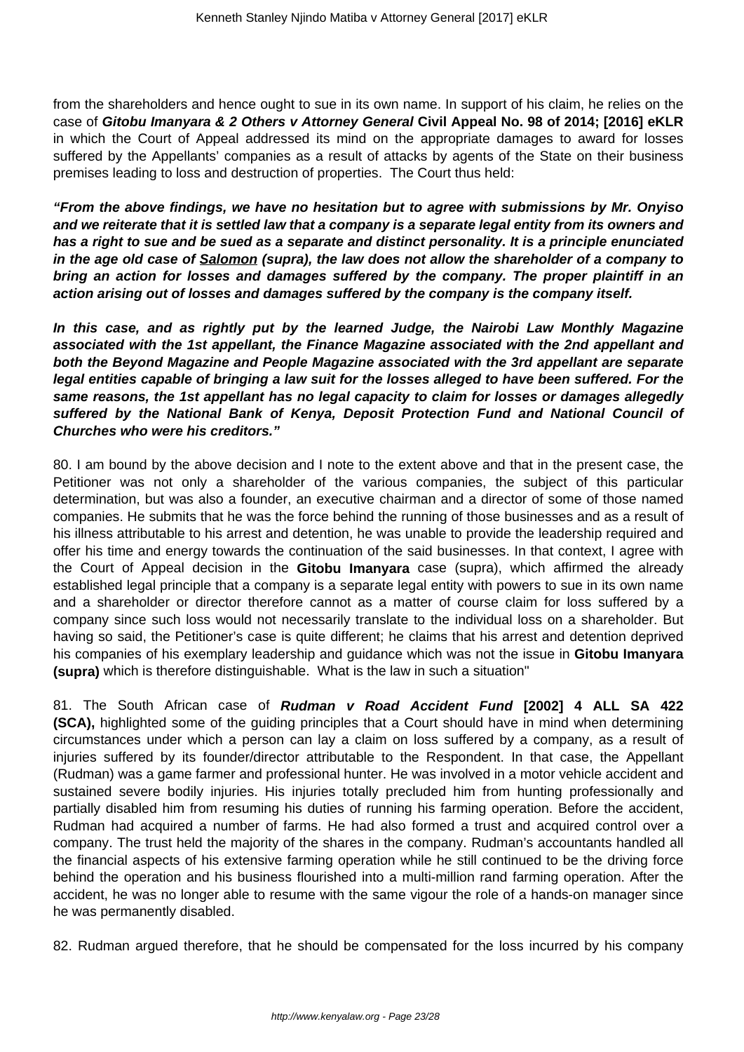from the shareholders and hence ought to sue in its own name. In support of his claim, he relies on the case of ***Gitobu Imanyara & 2 Others v Attorney General*** **Civil Appeal No. 98 of 2014; [2016] eKLR** in which the Court of Appeal addressed its mind on the appropriate damages to award for losses suffered by the Appellants' companies as a result of attacks by agents of the State on their business premises leading to loss and destruction of properties. The Court thus held:

***"From the above findings, we have no hesitation but to agree with submissions by Mr. Onyiso and we reiterate that it is settled law that a company is a separate legal entity from its owners and has a right to sue and be sued as a separate and distinct personality. It is a principle enunciated in the age old case of <u>Salomon</u> (supra), the law does not allow the shareholder of a company to bring an action for losses and damages suffered by the company. The proper plaintiff in an action arising out of losses and damages suffered by the company is the company itself.***

***In this case, and as rightly put by the learned Judge, the Nairobi Law Monthly Magazine associated with the 1st appellant, the Finance Magazine associated with the 2nd appellant and both the Beyond Magazine and People Magazine associated with the 3rd appellant are separate legal entities capable of bringing a law suit for the losses alleged to have been suffered. For the same reasons, the 1st appellant has no legal capacity to claim for losses or damages allegedly suffered by the National Bank of Kenya, Deposit Protection Fund and National Council of Churches who were his creditors."***

80. I am bound by the above decision and I note to the extent above and that in the present case, the Petitioner was not only a shareholder of the various companies, the subject of this particular determination, but was also a founder, an executive chairman and a director of some of those named companies. He submits that he was the force behind the running of those businesses and as a result of his illness attributable to his arrest and detention, he was unable to provide the leadership required and offer his time and energy towards the continuation of the said businesses. In that context, I agree with the Court of Appeal decision in the **Gitobu Imanyara** case (supra), which affirmed the already established legal principle that a company is a separate legal entity with powers to sue in its own name and a shareholder or director therefore cannot as a matter of course claim for loss suffered by a company since such loss would not necessarily translate to the individual loss on a shareholder. But having so said, the Petitioner's case is quite different; he claims that his arrest and detention deprived his companies of his exemplary leadership and guidance which was not the issue in **Gitobu Imanyara (supra)** which is therefore distinguishable. What is the law in such a situation"

81. The South African case of ***Rudman v Road Accident Fund*** **[2002] 4 ALL SA 422 (SCA),** highlighted some of the guiding principles that a Court should have in mind when determining circumstances under which a person can lay a claim on loss suffered by a company, as a result of injuries suffered by its founder/director attributable to the Respondent. In that case, the Appellant (Rudman) was a game farmer and professional hunter. He was involved in a motor vehicle accident and sustained severe bodily injuries. His injuries totally precluded him from hunting professionally and partially disabled him from resuming his duties of running his farming operation. Before the accident, Rudman had acquired a number of farms. He had also formed a trust and acquired control over a company. The trust held the majority of the shares in the company. Rudman's accountants handled all the financial aspects of his extensive farming operation while he still continued to be the driving force behind the operation and his business flourished into a multi-million rand farming operation. After the accident, he was no longer able to resume with the same vigour the role of a hands-on manager since he was permanently disabled.

82. Rudman argued therefore, that he should be compensated for the loss incurred by his company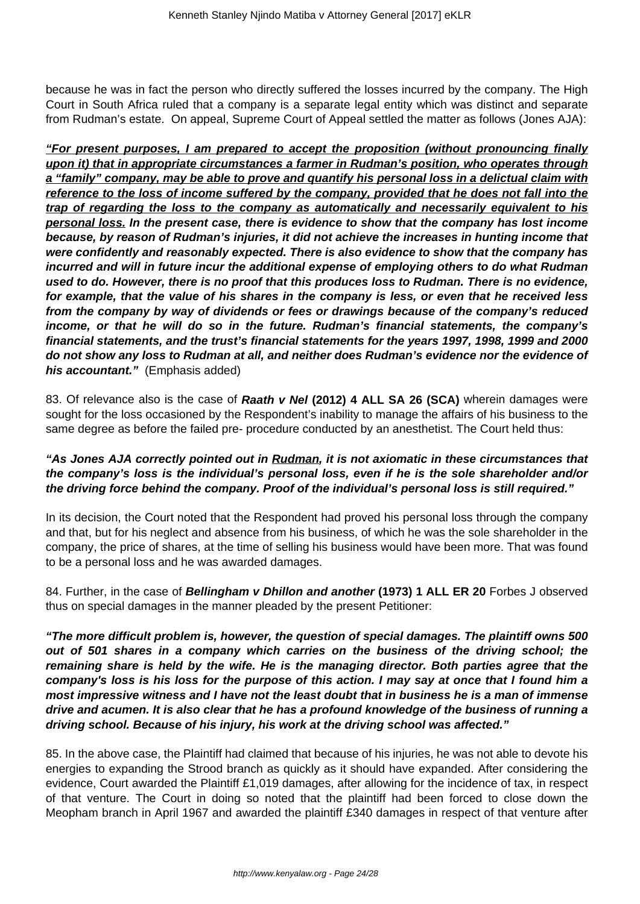because he was in fact the person who directly suffered the losses incurred by the company. The High Court in South Africa ruled that a company is a separate legal entity which was distinct and separate from Rudman's estate. On appeal, Supreme Court of Appeal settled the matter as follows (Jones AJA):

***<u>"For present purposes, I am prepared to accept the proposition (without pronouncing finally upon it) that in appropriate circumstances a farmer in Rudman's position, who operates through a "family" company, may be able to prove and quantify his personal loss in a delictual claim with reference to the loss of income suffered by the company, provided that he does not fall into the trap of regarding the loss to the company as automatically and necessarily equivalent to his personal loss.</u> In the present case, there is evidence to show that the company has lost income because, by reason of Rudman's injuries, it did not achieve the increases in hunting income that were confidently and reasonably expected. There is also evidence to show that the company has incurred and will in future incur the additional expense of employing others to do what Rudman used to do. However, there is no proof that this produces loss to Rudman. There is no evidence, for example, that the value of his shares in the company is less, or even that he received less from the company by way of dividends or fees or drawings because of the company's reduced income, or that he will do so in the future. Rudman's financial statements, the company's financial statements, and the trust's financial statements for the years 1997, 1998, 1999 and 2000 do not show any loss to Rudman at all, and neither does Rudman's evidence nor the evidence of his accountant."*** (Emphasis added)

83. Of relevance also is the case of ***Raath v Nel* (2012) 4 ALL SA 26 (SCA)** wherein damages were sought for the loss occasioned by the Respondent's inability to manage the affairs of his business to the same degree as before the failed pre- procedure conducted by an anesthetist. The Court held thus:

***"As Jones AJA correctly pointed out in <u>Rudman</u>, it is not axiomatic in these circumstances that the company's loss is the individual's personal loss, even if he is the sole shareholder and/or the driving force behind the company. Proof of the individual's personal loss is still required."***

In its decision, the Court noted that the Respondent had proved his personal loss through the company and that, but for his neglect and absence from his business, of which he was the sole shareholder in the company, the price of shares, at the time of selling his business would have been more. That was found to be a personal loss and he was awarded damages.

84. Further, in the case of ***Bellingham v Dhillon and another* (1973) 1 ALL ER 20** Forbes J observed thus on special damages in the manner pleaded by the present Petitioner:

***"The more difficult problem is, however, the question of special damages. The plaintiff owns 500 out of 501 shares in a company which carries on the business of the driving school; the remaining share is held by the wife. He is the managing director. Both parties agree that the company's loss is his loss for the purpose of this action. I may say at once that I found him a most impressive witness and I have not the least doubt that in business he is a man of immense drive and acumen. It is also clear that he has a profound knowledge of the business of running a driving school. Because of his injury, his work at the driving school was affected."***

85. In the above case, the Plaintiff had claimed that because of his injuries, he was not able to devote his energies to expanding the Strood branch as quickly as it should have expanded. After considering the evidence, Court awarded the Plaintiff £1,019 damages, after allowing for the incidence of tax, in respect of that venture. The Court in doing so noted that the plaintiff had been forced to close down the Meopham branch in April 1967 and awarded the plaintiff £340 damages in respect of that venture after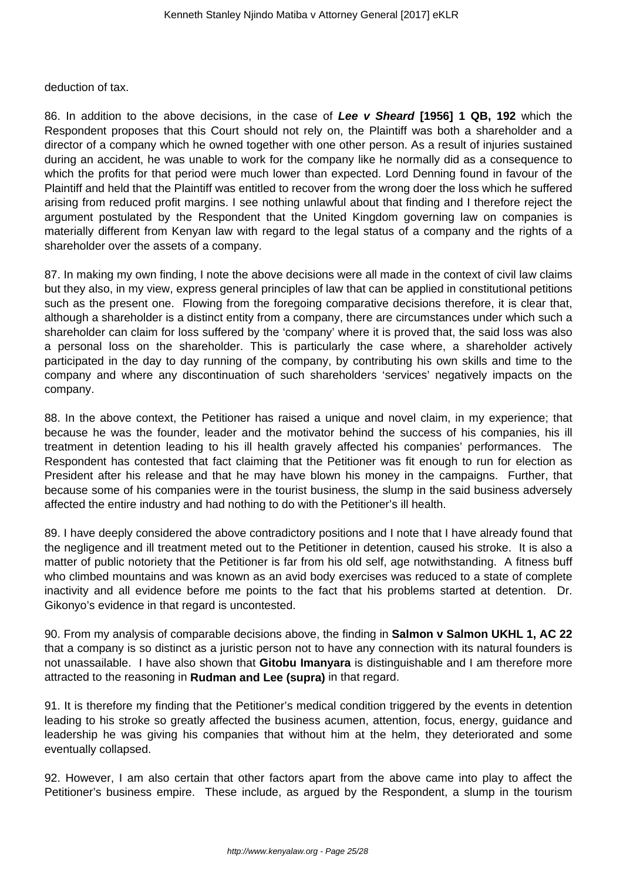deduction of tax.

86. In addition to the above decisions, in the case of ***Lee v Sheard* [1956] 1 QB, 192** which the Respondent proposes that this Court should not rely on, the Plaintiff was both a shareholder and a director of a company which he owned together with one other person. As a result of injuries sustained during an accident, he was unable to work for the company like he normally did as a consequence to which the profits for that period were much lower than expected. Lord Denning found in favour of the Plaintiff and held that the Plaintiff was entitled to recover from the wrong doer the loss which he suffered arising from reduced profit margins. I see nothing unlawful about that finding and I therefore reject the argument postulated by the Respondent that the United Kingdom governing law on companies is materially different from Kenyan law with regard to the legal status of a company and the rights of a shareholder over the assets of a company.

87. In making my own finding, I note the above decisions were all made in the context of civil law claims but they also, in my view, express general principles of law that can be applied in constitutional petitions such as the present one. Flowing from the foregoing comparative decisions therefore, it is clear that, although a shareholder is a distinct entity from a company, there are circumstances under which such a shareholder can claim for loss suffered by the 'company' where it is proved that, the said loss was also a personal loss on the shareholder. This is particularly the case where, a shareholder actively participated in the day to day running of the company, by contributing his own skills and time to the company and where any discontinuation of such shareholders 'services' negatively impacts on the company.

88. In the above context, the Petitioner has raised a unique and novel claim, in my experience; that because he was the founder, leader and the motivator behind the success of his companies, his ill treatment in detention leading to his ill health gravely affected his companies' performances. The Respondent has contested that fact claiming that the Petitioner was fit enough to run for election as President after his release and that he may have blown his money in the campaigns. Further, that because some of his companies were in the tourist business, the slump in the said business adversely affected the entire industry and had nothing to do with the Petitioner's ill health.

89. I have deeply considered the above contradictory positions and I note that I have already found that the negligence and ill treatment meted out to the Petitioner in detention, caused his stroke. It is also a matter of public notoriety that the Petitioner is far from his old self, age notwithstanding. A fitness buff who climbed mountains and was known as an avid body exercises was reduced to a state of complete inactivity and all evidence before me points to the fact that his problems started at detention. Dr. Gikonyo's evidence in that regard is uncontested.

90. From my analysis of comparable decisions above, the finding in **Salmon v Salmon UKHL 1, AC 22** that a company is so distinct as a juristic person not to have any connection with its natural founders is not unassailable. I have also shown that **Gitobu Imanyara** is distinguishable and I am therefore more attracted to the reasoning in **Rudman and Lee (supra)** in that regard.

91. It is therefore my finding that the Petitioner's medical condition triggered by the events in detention leading to his stroke so greatly affected the business acumen, attention, focus, energy, guidance and leadership he was giving his companies that without him at the helm, they deteriorated and some eventually collapsed.

92. However, I am also certain that other factors apart from the above came into play to affect the Petitioner's business empire. These include, as argued by the Respondent, a slump in the tourism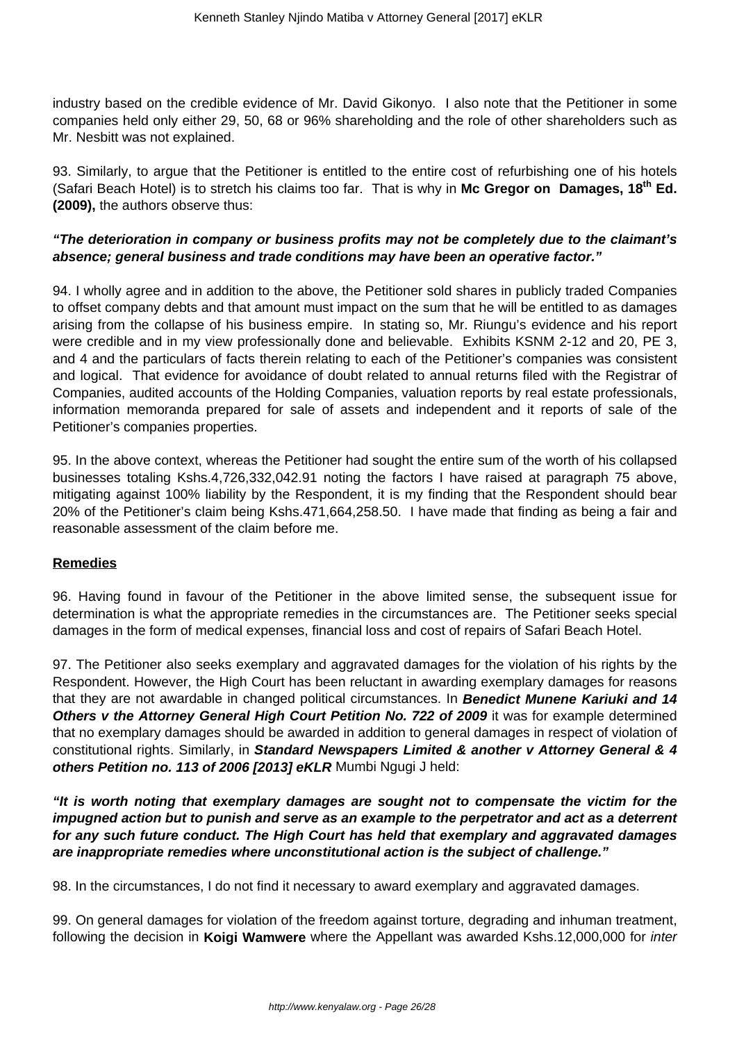industry based on the credible evidence of Mr. David Gikonyo. I also note that the Petitioner in some companies held only either 29, 50, 68 or 96% shareholding and the role of other shareholders such as Mr. Nesbitt was not explained.

93. Similarly, to argue that the Petitioner is entitled to the entire cost of refurbishing one of his hotels (Safari Beach Hotel) is to stretch his claims too far. That is why in **Mc Gregor on Damages, 18th Ed. (2009),** the authors observe thus:

***"The deterioration in company or business profits may not be completely due to the claimant's absence; general business and trade conditions may have been an operative factor."***

94. I wholly agree and in addition to the above, the Petitioner sold shares in publicly traded Companies to offset company debts and that amount must impact on the sum that he will be entitled to as damages arising from the collapse of his business empire. In stating so, Mr. Riungu's evidence and his report were credible and in my view professionally done and believable. Exhibits KSNM 2-12 and 20, PE 3, and 4 and the particulars of facts therein relating to each of the Petitioner's companies was consistent and logical. That evidence for avoidance of doubt related to annual returns filed with the Registrar of Companies, audited accounts of the Holding Companies, valuation reports by real estate professionals, information memoranda prepared for sale of assets and independent and it reports of sale of the Petitioner's companies properties.

95. In the above context, whereas the Petitioner had sought the entire sum of the worth of his collapsed businesses totaling Kshs.4,726,332,042.91 noting the factors I have raised at paragraph 75 above, mitigating against 100% liability by the Respondent, it is my finding that the Respondent should bear 20% of the Petitioner's claim being Kshs.471,664,258.50. I have made that finding as being a fair and reasonable assessment of the claim before me.

**Remedies**

96. Having found in favour of the Petitioner in the above limited sense, the subsequent issue for determination is what the appropriate remedies in the circumstances are. The Petitioner seeks special damages in the form of medical expenses, financial loss and cost of repairs of Safari Beach Hotel.

97. The Petitioner also seeks exemplary and aggravated damages for the violation of his rights by the Respondent. However, the High Court has been reluctant in awarding exemplary damages for reasons that they are not awardable in changed political circumstances. In ***Benedict Munene Kariuki and 14 Others v the Attorney General High Court Petition No. 722 of 2009*** it was for example determined that no exemplary damages should be awarded in addition to general damages in respect of violation of constitutional rights. Similarly, in ***Standard Newspapers Limited & another v Attorney General & 4 others Petition no. 113 of 2006 [2013] eKLR*** Mumbi Ngugi J held:

***"It is worth noting that exemplary damages are sought not to compensate the victim for the impugned action but to punish and serve as an example to the perpetrator and act as a deterrent for any such future conduct. The High Court has held that exemplary and aggravated damages are inappropriate remedies where unconstitutional action is the subject of challenge."***

98. In the circumstances, I do not find it necessary to award exemplary and aggravated damages.

99. On general damages for violation of the freedom against torture, degrading and inhuman treatment, following the decision in **Koigi Wamwere** where the Appellant was awarded Kshs.12,000,000 for *inter*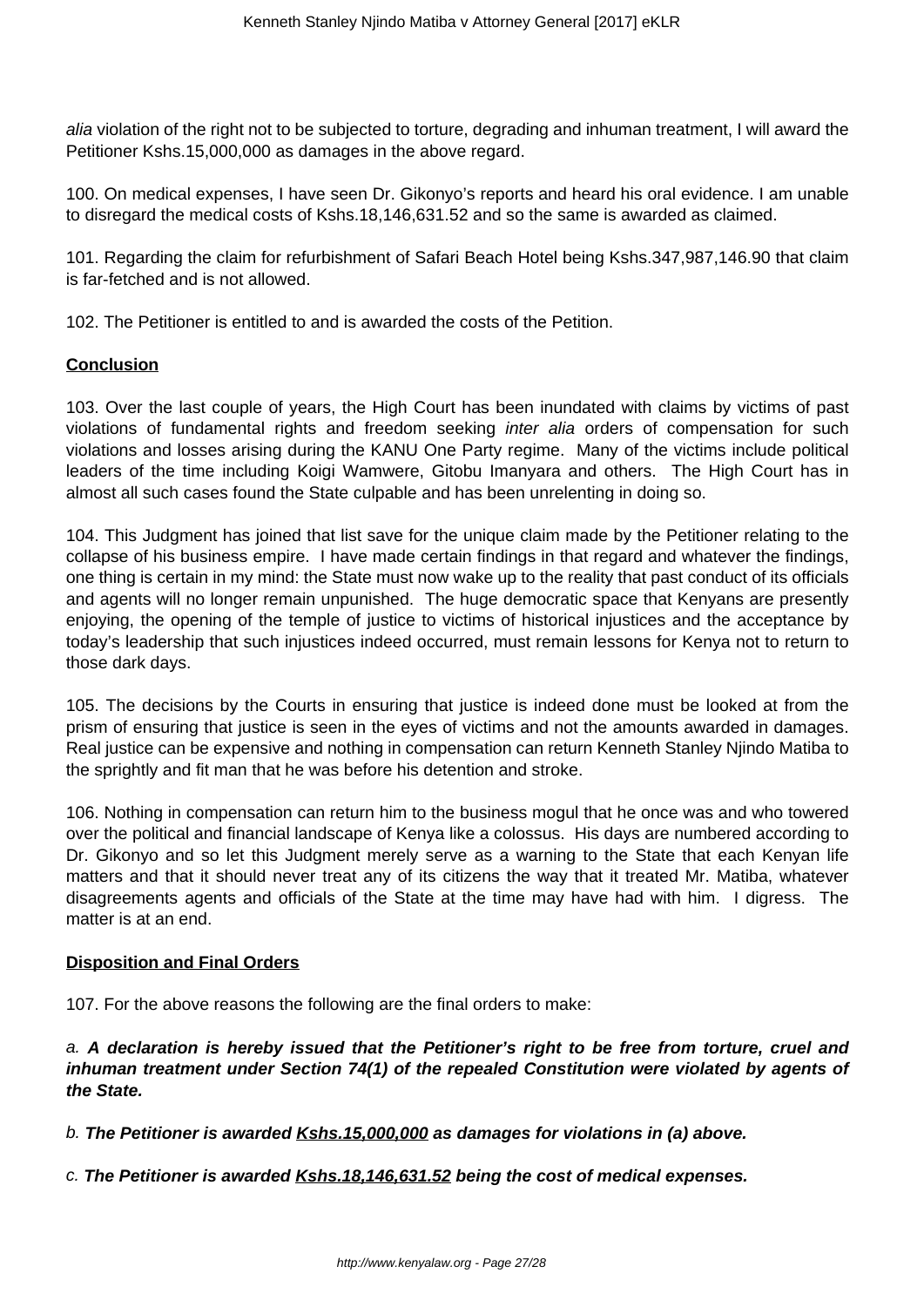*alia* violation of the right not to be subjected to torture, degrading and inhuman treatment, I will award the Petitioner Kshs.15,000,000 as damages in the above regard.

100. On medical expenses, I have seen Dr. Gikonyo's reports and heard his oral evidence. I am unable to disregard the medical costs of Kshs.18,146,631.52 and so the same is awarded as claimed.

101. Regarding the claim for refurbishment of Safari Beach Hotel being Kshs.347,987,146.90 that claim is far-fetched and is not allowed.

102. The Petitioner is entitled to and is awarded the costs of the Petition.

**Conclusion**

103. Over the last couple of years, the High Court has been inundated with claims by victims of past violations of fundamental rights and freedom seeking *inter alia* orders of compensation for such violations and losses arising during the KANU One Party regime. Many of the victims include political leaders of the time including Koigi Wamwere, Gitobu Imanyara and others. The High Court has in almost all such cases found the State culpable and has been unrelenting in doing so.

104. This Judgment has joined that list save for the unique claim made by the Petitioner relating to the collapse of his business empire. I have made certain findings in that regard and whatever the findings, one thing is certain in my mind: the State must now wake up to the reality that past conduct of its officials and agents will no longer remain unpunished. The huge democratic space that Kenyans are presently enjoying, the opening of the temple of justice to victims of historical injustices and the acceptance by today's leadership that such injustices indeed occurred, must remain lessons for Kenya not to return to those dark days.

105. The decisions by the Courts in ensuring that justice is indeed done must be looked at from the prism of ensuring that justice is seen in the eyes of victims and not the amounts awarded in damages. Real justice can be expensive and nothing in compensation can return Kenneth Stanley Njindo Matiba to the sprightly and fit man that he was before his detention and stroke.

106. Nothing in compensation can return him to the business mogul that he once was and who towered over the political and financial landscape of Kenya like a colossus. His days are numbered according to Dr. Gikonyo and so let this Judgment merely serve as a warning to the State that each Kenyan life matters and that it should never treat any of its citizens the way that it treated Mr. Matiba, whatever disagreements agents and officials of the State at the time may have had with him. I digress. The matter is at an end.

**Disposition and Final Orders**

107. For the above reasons the following are the final orders to make:

a. ***A declaration is hereby issued that the Petitioner's right to be free from torture, cruel and inhuman treatment under Section 74(1) of the repealed Constitution were violated by agents of the State.***

b. **The Petitioner is awarded <u>Kshs.15,000,000</u> as damages for violations in (a) above.**

c. **The Petitioner is awarded <u>Kshs.18,146,631.52</u> being the cost of medical expenses.**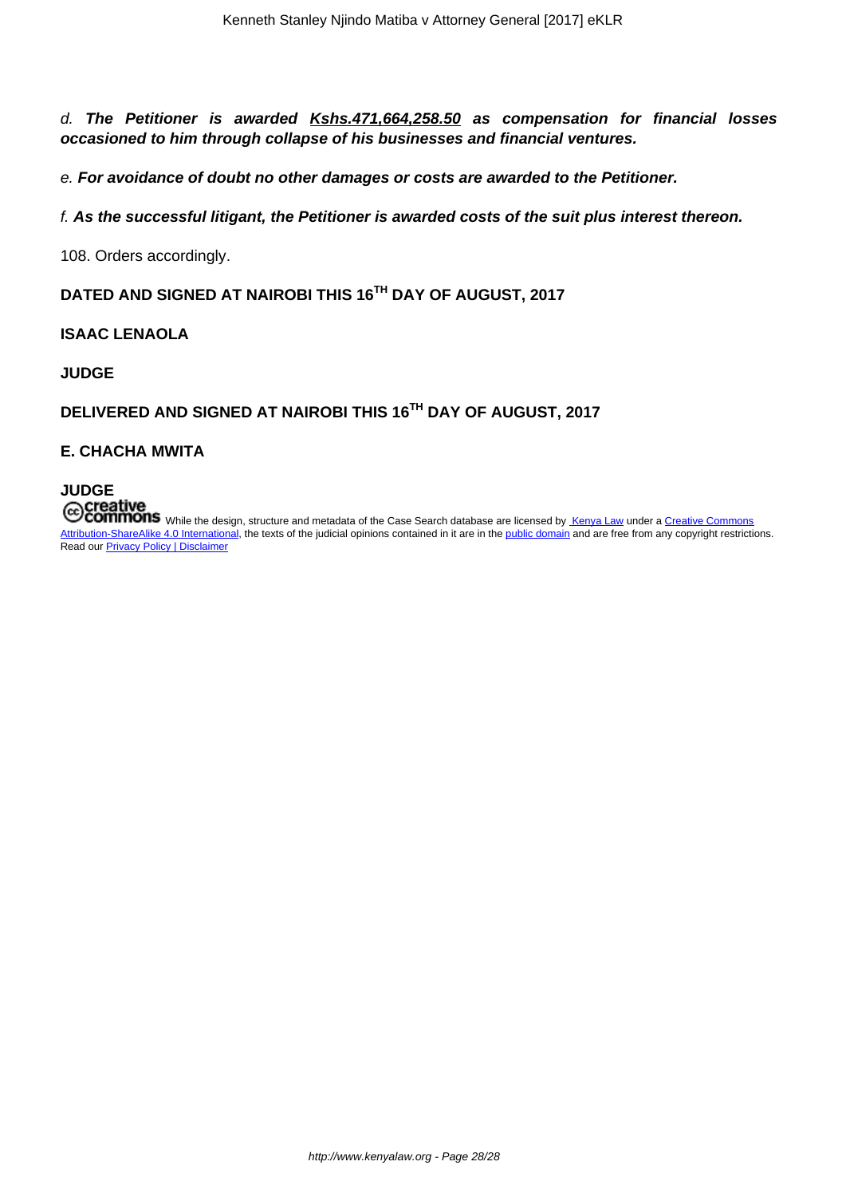*d.* ***The Petitioner is awarded <u>Kshs.471,664,258.50</u> as compensation for financial losses occasioned to him through collapse of his businesses and financial ventures.***

*e.* ***For avoidance of doubt no other damages or costs are awarded to the Petitioner.***

*f.* ***As the successful litigant, the Petitioner is awarded costs of the suit plus interest thereon.***

108. Orders accordingly.

**DATED AND SIGNED AT NAIROBI THIS 16TH DAY OF AUGUST, 2017**

**ISAAC LENAOLA**

**JUDGE**

**DELIVERED AND SIGNED AT NAIROBI THIS 16TH DAY OF AUGUST, 2017**

**E. CHACHA MWITA**

**JUDGE**

While the design, structure and metadata of the Case Search database are licensed by Kenya Law under a Creative Commons Attribution-ShareAlike 4.0 International, the texts of the judicial opinions contained in it are in the public domain and are free from any copyright restrictions. Read our Privacy Policy | Disclaimer